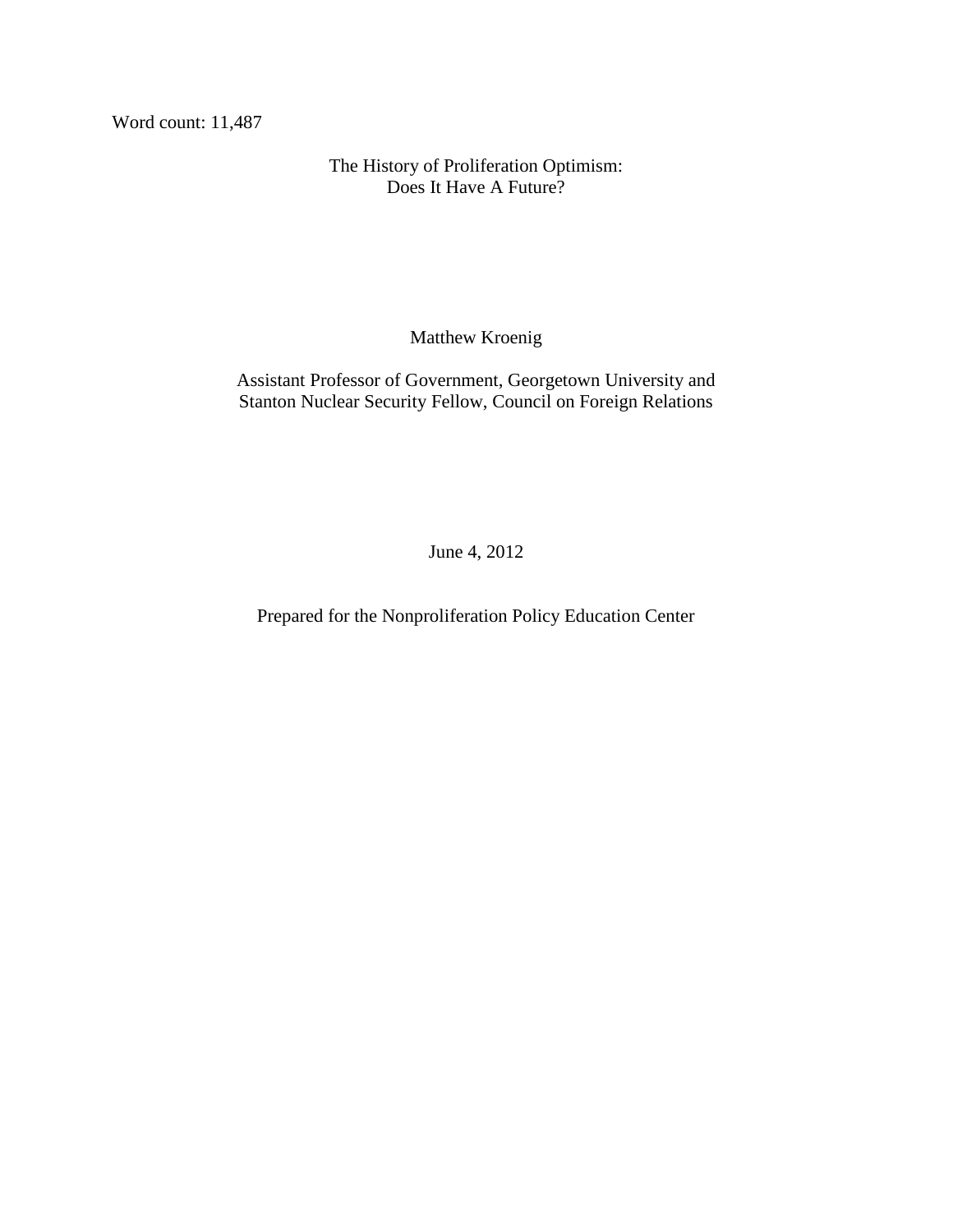Word count: 11,487

# The History of Proliferation Optimism: Does It Have A Future?

Matthew Kroenig

Assistant Professor of Government, Georgetown University and
Stanton Nuclear Security Fellow, Council on Foreign Relations

June 4, 2012

Prepared for the Nonproliferation Policy Education Center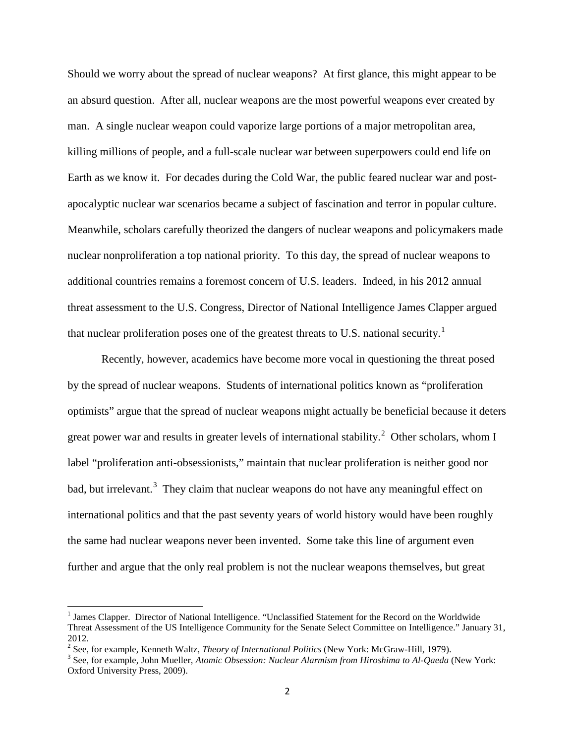Should we worry about the spread of nuclear weapons? At first glance, this might appear to be an absurd question. After all, nuclear weapons are the most powerful weapons ever created by man. A single nuclear weapon could vaporize large portions of a major metropolitan area, killing millions of people, and a full-scale nuclear war between superpowers could end life on Earth as we know it. For decades during the Cold War, the public feared nuclear war and post-apocalyptic nuclear war scenarios became a subject of fascination and terror in popular culture. Meanwhile, scholars carefully theorized the dangers of nuclear weapons and policymakers made nuclear nonproliferation a top national priority. To this day, the spread of nuclear weapons to additional countries remains a foremost concern of U.S. leaders. Indeed, in his 2012 annual threat assessment to the U.S. Congress, Director of National Intelligence James Clapper argued that nuclear proliferation poses one of the greatest threats to U.S. national security.[1]

Recently, however, academics have become more vocal in questioning the threat posed by the spread of nuclear weapons. Students of international politics known as "proliferation optimists" argue that the spread of nuclear weapons might actually be beneficial because it deters great power war and results in greater levels of international stability.[2] Other scholars, whom I label "proliferation anti-obsessionists," maintain that nuclear proliferation is neither good nor bad, but irrelevant.[3] They claim that nuclear weapons do not have any meaningful effect on international politics and that the past seventy years of world history would have been roughly the same had nuclear weapons never been invented. Some take this line of argument even further and argue that the only real problem is not the nuclear weapons themselves, but great

---

[1] James Clapper. Director of National Intelligence. "Unclassified Statement for the Record on the Worldwide Threat Assessment of the US Intelligence Community for the Senate Select Committee on Intelligence." January 31, 2012.

[2] See, for example, Kenneth Waltz, *Theory of International Politics* (New York: McGraw-Hill, 1979).

[3] See, for example, John Mueller, *Atomic Obsession: Nuclear Alarmism from Hiroshima to Al-Qaeda* (New York: Oxford University Press, 2009).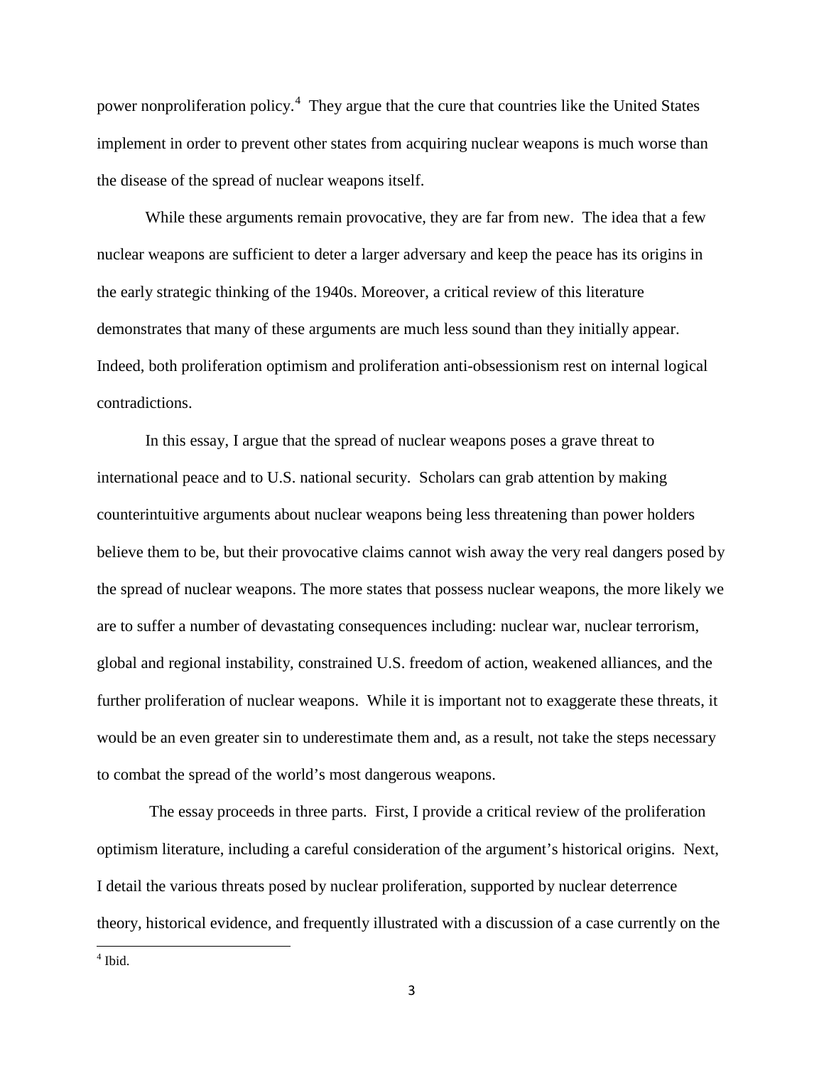power nonproliferation policy.[4] They argue that the cure that countries like the United States implement in order to prevent other states from acquiring nuclear weapons is much worse than the disease of the spread of nuclear weapons itself.

While these arguments remain provocative, they are far from new. The idea that a few nuclear weapons are sufficient to deter a larger adversary and keep the peace has its origins in the early strategic thinking of the 1940s. Moreover, a critical review of this literature demonstrates that many of these arguments are much less sound than they initially appear. Indeed, both proliferation optimism and proliferation anti-obsessionism rest on internal logical contradictions.

In this essay, I argue that the spread of nuclear weapons poses a grave threat to international peace and to U.S. national security. Scholars can grab attention by making counterintuitive arguments about nuclear weapons being less threatening than power holders believe them to be, but their provocative claims cannot wish away the very real dangers posed by the spread of nuclear weapons. The more states that possess nuclear weapons, the more likely we are to suffer a number of devastating consequences including: nuclear war, nuclear terrorism, global and regional instability, constrained U.S. freedom of action, weakened alliances, and the further proliferation of nuclear weapons. While it is important not to exaggerate these threats, it would be an even greater sin to underestimate them and, as a result, not take the steps necessary to combat the spread of the world's most dangerous weapons.

The essay proceeds in three parts. First, I provide a critical review of the proliferation optimism literature, including a careful consideration of the argument's historical origins. Next, I detail the various threats posed by nuclear proliferation, supported by nuclear deterrence theory, historical evidence, and frequently illustrated with a discussion of a case currently on the

[4] Ibid.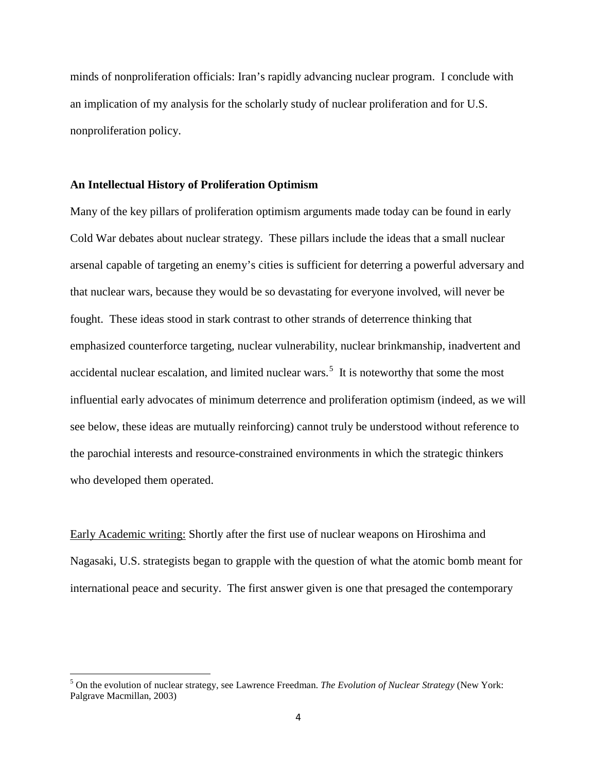minds of nonproliferation officials: Iran's rapidly advancing nuclear program. I conclude with an implication of my analysis for the scholarly study of nuclear proliferation and for U.S. nonproliferation policy.

**An Intellectual History of Proliferation Optimism**

Many of the key pillars of proliferation optimism arguments made today can be found in early Cold War debates about nuclear strategy. These pillars include the ideas that a small nuclear arsenal capable of targeting an enemy's cities is sufficient for deterring a powerful adversary and that nuclear wars, because they would be so devastating for everyone involved, will never be fought. These ideas stood in stark contrast to other strands of deterrence thinking that emphasized counterforce targeting, nuclear vulnerability, nuclear brinkmanship, inadvertent and accidental nuclear escalation, and limited nuclear wars.[5] It is noteworthy that some the most influential early advocates of minimum deterrence and proliferation optimism (indeed, as we will see below, these ideas are mutually reinforcing) cannot truly be understood without reference to the parochial interests and resource-constrained environments in which the strategic thinkers who developed them operated.

<u>Early Academic writing:</u> Shortly after the first use of nuclear weapons on Hiroshima and Nagasaki, U.S. strategists began to grapple with the question of what the atomic bomb meant for international peace and security. The first answer given is one that presaged the contemporary

---

[5] On the evolution of nuclear strategy, see Lawrence Freedman. *The Evolution of Nuclear Strategy* (New York: Palgrave Macmillan, 2003)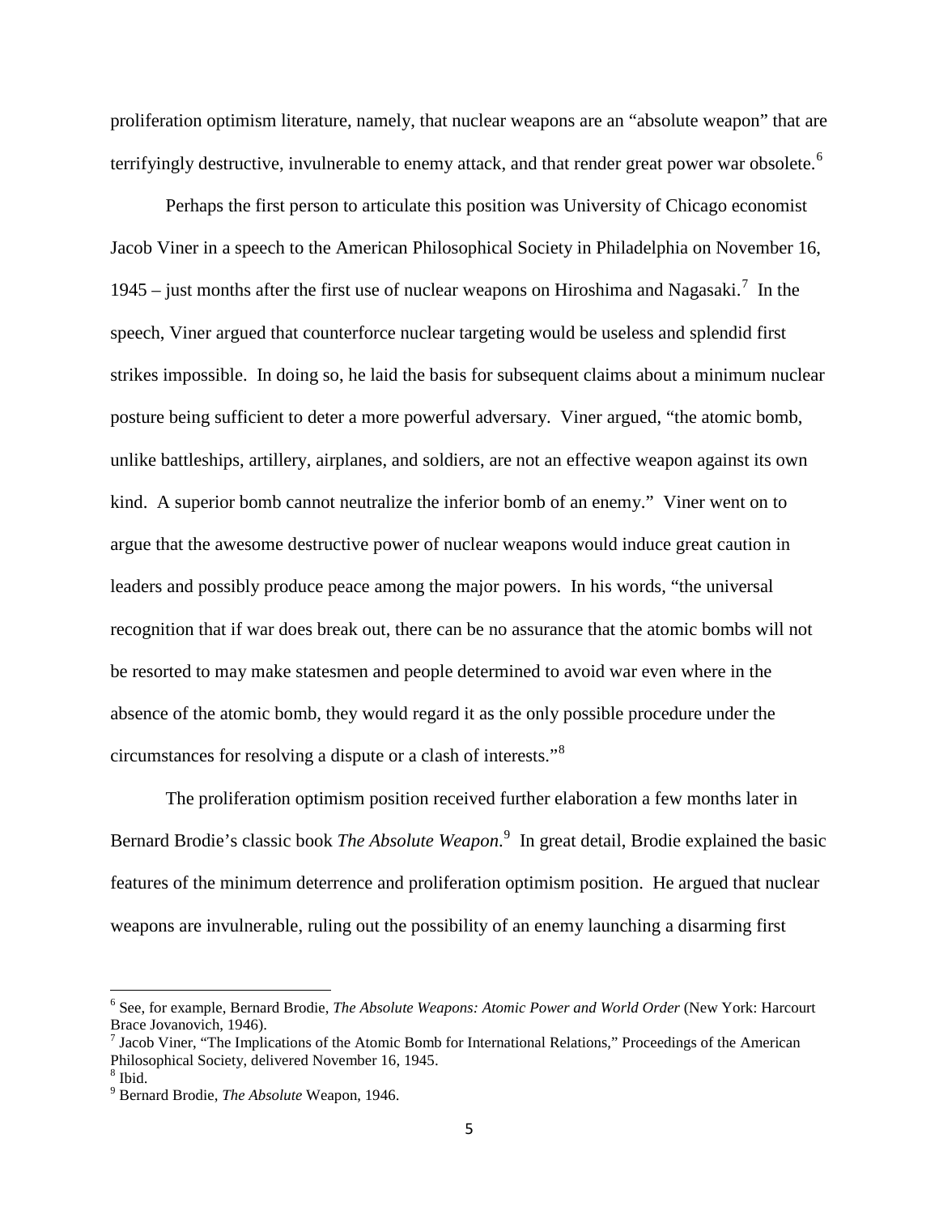proliferation optimism literature, namely, that nuclear weapons are an "absolute weapon" that are terrifyingly destructive, invulnerable to enemy attack, and that render great power war obsolete.[6]

Perhaps the first person to articulate this position was University of Chicago economist Jacob Viner in a speech to the American Philosophical Society in Philadelphia on November 16, 1945 – just months after the first use of nuclear weapons on Hiroshima and Nagasaki.[7] In the speech, Viner argued that counterforce nuclear targeting would be useless and splendid first strikes impossible. In doing so, he laid the basis for subsequent claims about a minimum nuclear posture being sufficient to deter a more powerful adversary. Viner argued, "the atomic bomb, unlike battleships, artillery, airplanes, and soldiers, are not an effective weapon against its own kind. A superior bomb cannot neutralize the inferior bomb of an enemy." Viner went on to argue that the awesome destructive power of nuclear weapons would induce great caution in leaders and possibly produce peace among the major powers. In his words, "the universal recognition that if war does break out, there can be no assurance that the atomic bombs will not be resorted to may make statesmen and people determined to avoid war even where in the absence of the atomic bomb, they would regard it as the only possible procedure under the circumstances for resolving a dispute or a clash of interests."[8]

The proliferation optimism position received further elaboration a few months later in Bernard Brodie's classic book *The Absolute Weapon*.[9] In great detail, Brodie explained the basic features of the minimum deterrence and proliferation optimism position. He argued that nuclear weapons are invulnerable, ruling out the possibility of an enemy launching a disarming first

---

[6] See, for example, Bernard Brodie, *The Absolute Weapons: Atomic Power and World Order* (New York: Harcourt Brace Jovanovich, 1946).

[7] Jacob Viner, "The Implications of the Atomic Bomb for International Relations," Proceedings of the American Philosophical Society, delivered November 16, 1945.

[8] Ibid.

[9] Bernard Brodie, *The Absolute* Weapon, 1946.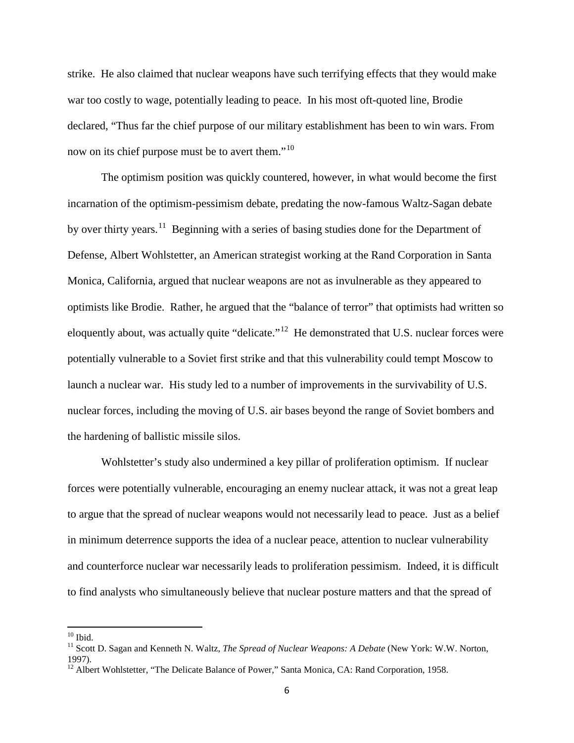strike. He also claimed that nuclear weapons have such terrifying effects that they would make war too costly to wage, potentially leading to peace. In his most oft-quoted line, Brodie declared, "Thus far the chief purpose of our military establishment has been to win wars. From now on its chief purpose must be to avert them."[10]

The optimism position was quickly countered, however, in what would become the first incarnation of the optimism-pessimism debate, predating the now-famous Waltz-Sagan debate by over thirty years.[11] Beginning with a series of basing studies done for the Department of Defense, Albert Wohlstetter, an American strategist working at the Rand Corporation in Santa Monica, California, argued that nuclear weapons are not as invulnerable as they appeared to optimists like Brodie. Rather, he argued that the "balance of terror" that optimists had written so eloquently about, was actually quite "delicate."[12] He demonstrated that U.S. nuclear forces were potentially vulnerable to a Soviet first strike and that this vulnerability could tempt Moscow to launch a nuclear war. His study led to a number of improvements in the survivability of U.S. nuclear forces, including the moving of U.S. air bases beyond the range of Soviet bombers and the hardening of ballistic missile silos.

Wohlstetter's study also undermined a key pillar of proliferation optimism. If nuclear forces were potentially vulnerable, encouraging an enemy nuclear attack, it was not a great leap to argue that the spread of nuclear weapons would not necessarily lead to peace. Just as a belief in minimum deterrence supports the idea of a nuclear peace, attention to nuclear vulnerability and counterforce nuclear war necessarily leads to proliferation pessimism. Indeed, it is difficult to find analysts who simultaneously believe that nuclear posture matters and that the spread of

---

[10] Ibid.

[11] Scott D. Sagan and Kenneth N. Waltz, *The Spread of Nuclear Weapons: A Debate* (New York: W.W. Norton, 1997).

[12] Albert Wohlstetter, "The Delicate Balance of Power," Santa Monica, CA: Rand Corporation, 1958.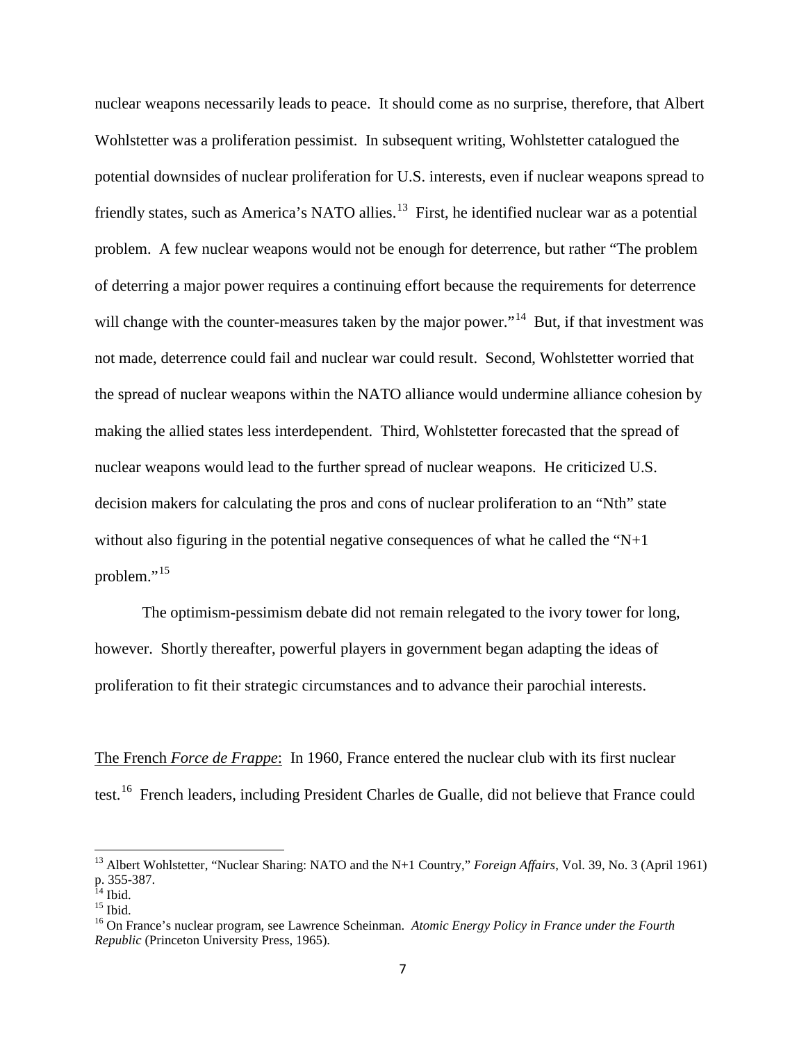nuclear weapons necessarily leads to peace. It should come as no surprise, therefore, that Albert Wohlstetter was a proliferation pessimist. In subsequent writing, Wohlstetter catalogued the potential downsides of nuclear proliferation for U.S. interests, even if nuclear weapons spread to friendly states, such as America's NATO allies.[13] First, he identified nuclear war as a potential problem. A few nuclear weapons would not be enough for deterrence, but rather "The problem of deterring a major power requires a continuing effort because the requirements for deterrence will change with the counter-measures taken by the major power."[14] But, if that investment was not made, deterrence could fail and nuclear war could result. Second, Wohlstetter worried that the spread of nuclear weapons within the NATO alliance would undermine alliance cohesion by making the allied states less interdependent. Third, Wohlstetter forecasted that the spread of nuclear weapons would lead to the further spread of nuclear weapons. He criticized U.S. decision makers for calculating the pros and cons of nuclear proliferation to an "Nth" state without also figuring in the potential negative consequences of what he called the "N+1 problem."[15]

The optimism-pessimism debate did not remain relegated to the ivory tower for long, however. Shortly thereafter, powerful players in government began adapting the ideas of proliferation to fit their strategic circumstances and to advance their parochial interests.

The French *Force de Frappe*: In 1960, France entered the nuclear club with its first nuclear test.[16] French leaders, including President Charles de Gualle, did not believe that France could

---

[13] Albert Wohlstetter, "Nuclear Sharing: NATO and the N+1 Country," *Foreign Affairs*, Vol. 39, No. 3 (April 1961) p. 355-387.

[14] Ibid.

[15] Ibid.

[16] On France's nuclear program, see Lawrence Scheinman. *Atomic Energy Policy in France under the Fourth Republic* (Princeton University Press, 1965).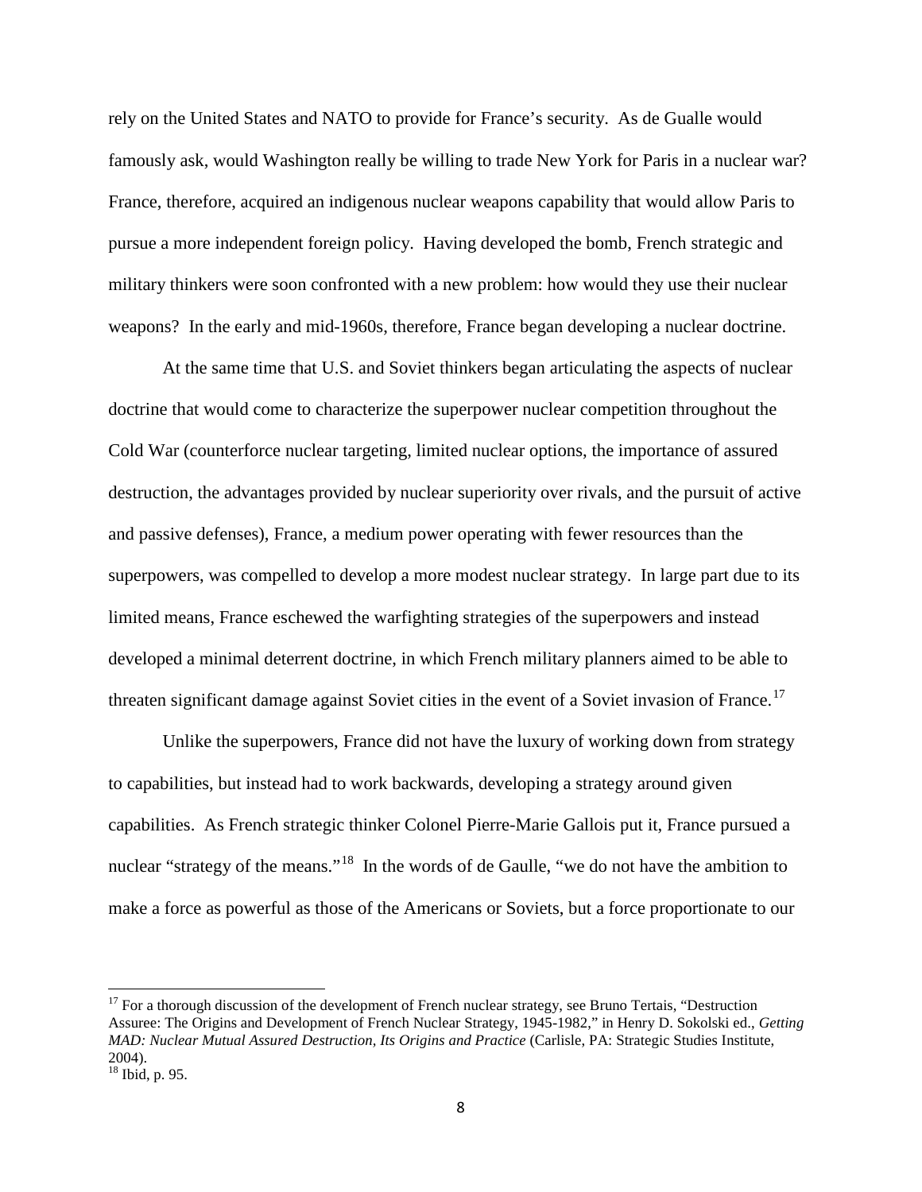rely on the United States and NATO to provide for France's security. As de Gualle would famously ask, would Washington really be willing to trade New York for Paris in a nuclear war? France, therefore, acquired an indigenous nuclear weapons capability that would allow Paris to pursue a more independent foreign policy. Having developed the bomb, French strategic and military thinkers were soon confronted with a new problem: how would they use their nuclear weapons? In the early and mid-1960s, therefore, France began developing a nuclear doctrine.

At the same time that U.S. and Soviet thinkers began articulating the aspects of nuclear doctrine that would come to characterize the superpower nuclear competition throughout the Cold War (counterforce nuclear targeting, limited nuclear options, the importance of assured destruction, the advantages provided by nuclear superiority over rivals, and the pursuit of active and passive defenses), France, a medium power operating with fewer resources than the superpowers, was compelled to develop a more modest nuclear strategy. In large part due to its limited means, France eschewed the warfighting strategies of the superpowers and instead developed a minimal deterrent doctrine, in which French military planners aimed to be able to threaten significant damage against Soviet cities in the event of a Soviet invasion of France.[17]

Unlike the superpowers, France did not have the luxury of working down from strategy to capabilities, but instead had to work backwards, developing a strategy around given capabilities. As French strategic thinker Colonel Pierre-Marie Gallois put it, France pursued a nuclear "strategy of the means."[18] In the words of de Gaulle, "we do not have the ambition to make a force as powerful as those of the Americans or Soviets, but a force proportionate to our

---

[17] For a thorough discussion of the development of French nuclear strategy, see Bruno Tertais, "Destruction Assuree: The Origins and Development of French Nuclear Strategy, 1945-1982," in Henry D. Sokolski ed., *Getting MAD: Nuclear Mutual Assured Destruction, Its Origins and Practice* (Carlisle, PA: Strategic Studies Institute, 2004).

[18] Ibid, p. 95.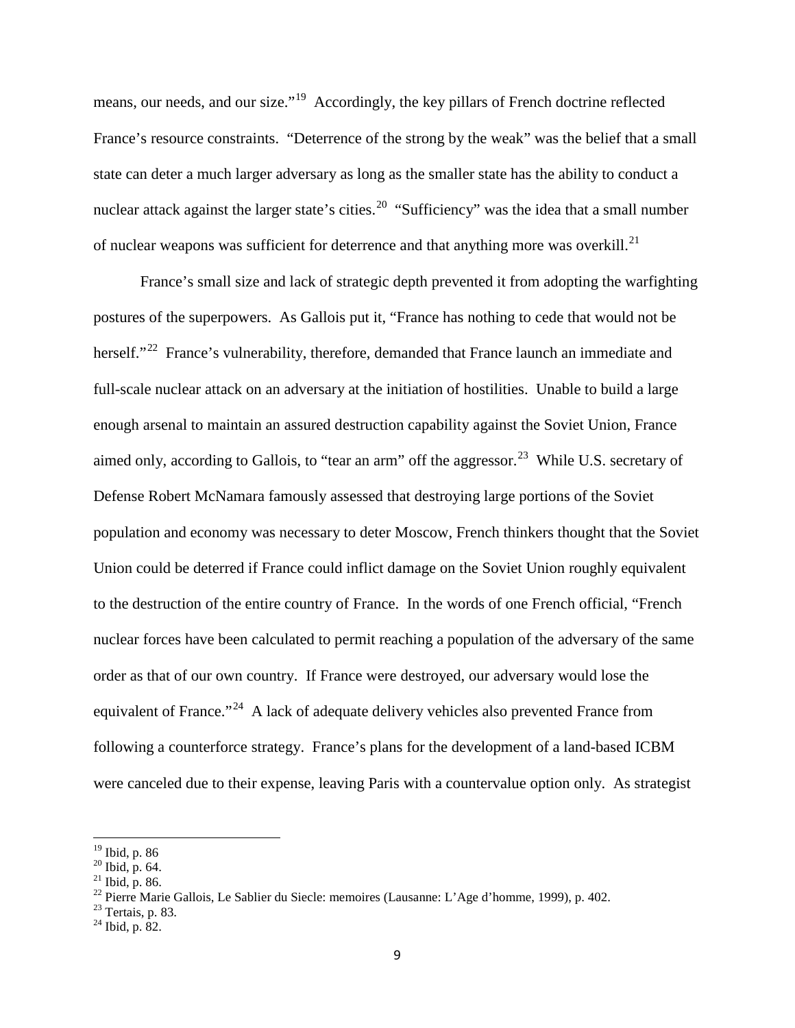means, our needs, and our size."[19] Accordingly, the key pillars of French doctrine reflected France's resource constraints. "Deterrence of the strong by the weak" was the belief that a small state can deter a much larger adversary as long as the smaller state has the ability to conduct a nuclear attack against the larger state's cities.[20] "Sufficiency" was the idea that a small number of nuclear weapons was sufficient for deterrence and that anything more was overkill.[21]

France's small size and lack of strategic depth prevented it from adopting the warfighting postures of the superpowers. As Gallois put it, "France has nothing to cede that would not be herself."[22] France's vulnerability, therefore, demanded that France launch an immediate and full-scale nuclear attack on an adversary at the initiation of hostilities. Unable to build a large enough arsenal to maintain an assured destruction capability against the Soviet Union, France aimed only, according to Gallois, to "tear an arm" off the aggressor.[23] While U.S. secretary of Defense Robert McNamara famously assessed that destroying large portions of the Soviet population and economy was necessary to deter Moscow, French thinkers thought that the Soviet Union could be deterred if France could inflict damage on the Soviet Union roughly equivalent to the destruction of the entire country of France. In the words of one French official, "French nuclear forces have been calculated to permit reaching a population of the adversary of the same order as that of our own country. If France were destroyed, our adversary would lose the equivalent of France."[24] A lack of adequate delivery vehicles also prevented France from following a counterforce strategy. France's plans for the development of a land-based ICBM were canceled due to their expense, leaving Paris with a countervalue option only. As strategist

---

[19] Ibid, p. 86

[20] Ibid, p. 64.

[21] Ibid, p. 86.

[22] Pierre Marie Gallois, Le Sablier du Siecle: memoires (Lausanne: L'Age d'homme, 1999), p. 402.

[23] Tertais, p. 83.

[24] Ibid, p. 82.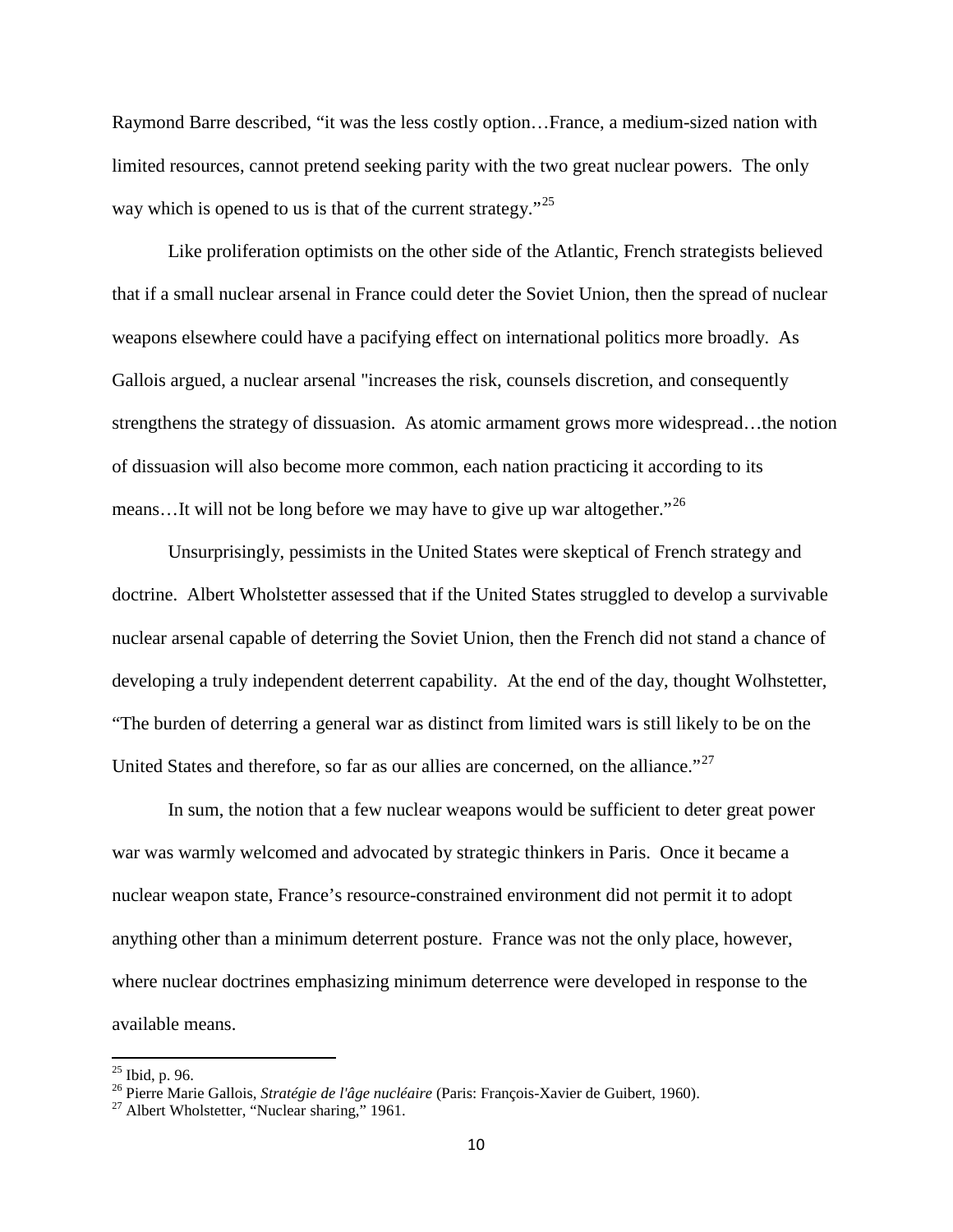Raymond Barre described, "it was the less costly option…France, a medium-sized nation with limited resources, cannot pretend seeking parity with the two great nuclear powers. The only way which is opened to us is that of the current strategy."[25]

Like proliferation optimists on the other side of the Atlantic, French strategists believed that if a small nuclear arsenal in France could deter the Soviet Union, then the spread of nuclear weapons elsewhere could have a pacifying effect on international politics more broadly. As Gallois argued, a nuclear arsenal "increases the risk, counsels discretion, and consequently strengthens the strategy of dissuasion. As atomic armament grows more widespread…the notion of dissuasion will also become more common, each nation practicing it according to its means…It will not be long before we may have to give up war altogether."[26]

Unsurprisingly, pessimists in the United States were skeptical of French strategy and doctrine. Albert Wholstetter assessed that if the United States struggled to develop a survivable nuclear arsenal capable of deterring the Soviet Union, then the French did not stand a chance of developing a truly independent deterrent capability. At the end of the day, thought Wolhstetter, "The burden of deterring a general war as distinct from limited wars is still likely to be on the United States and therefore, so far as our allies are concerned, on the alliance."[27]

In sum, the notion that a few nuclear weapons would be sufficient to deter great power war was warmly welcomed and advocated by strategic thinkers in Paris. Once it became a nuclear weapon state, France's resource-constrained environment did not permit it to adopt anything other than a minimum deterrent posture. France was not the only place, however, where nuclear doctrines emphasizing minimum deterrence were developed in response to the available means.

---

[25] Ibid, p. 96.

[26] Pierre Marie Gallois, *Stratégie de l'âge nucléaire* (Paris: François-Xavier de Guibert, 1960).

[27] Albert Wholstetter, "Nuclear sharing," 1961.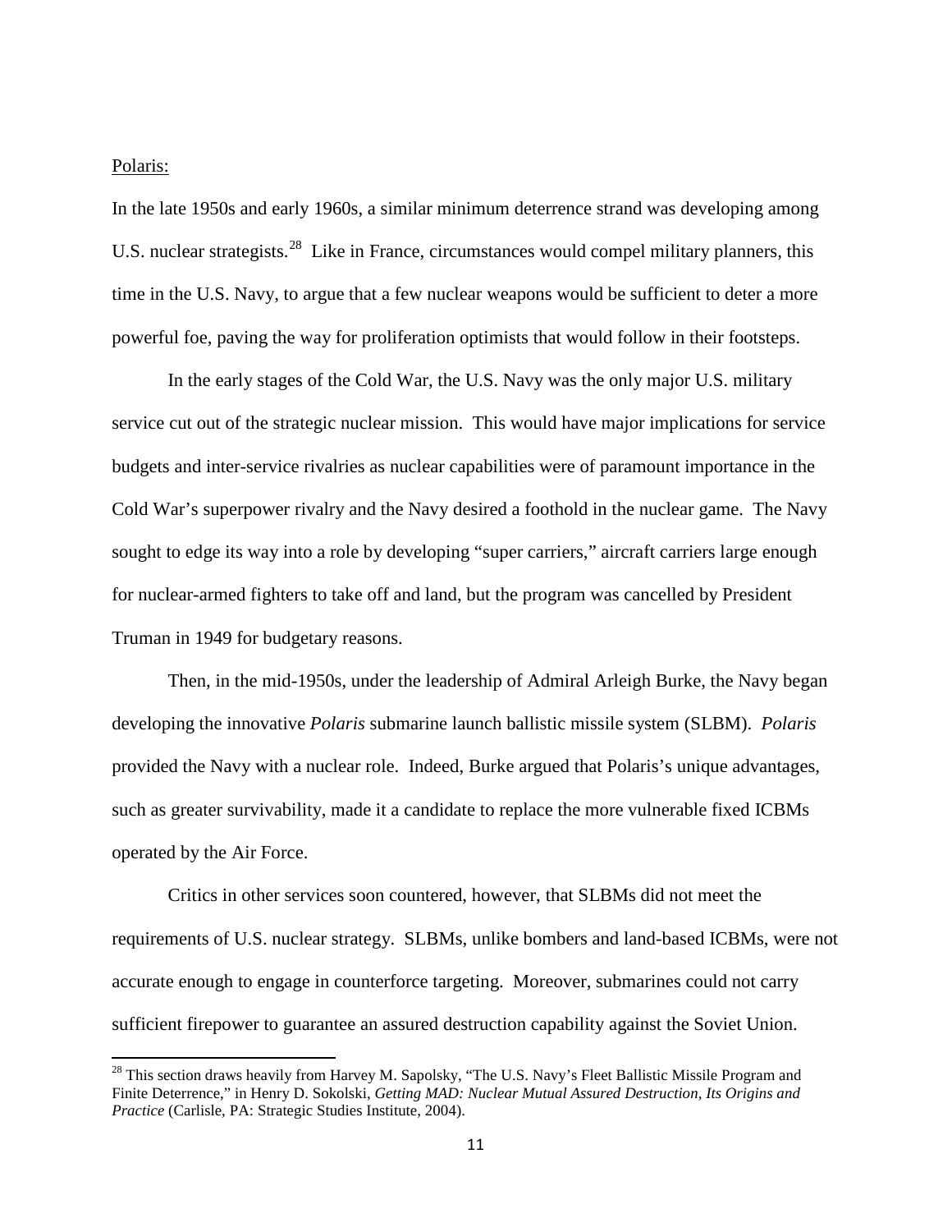Polaris:

In the late 1950s and early 1960s, a similar minimum deterrence strand was developing among U.S. nuclear strategists.[28] Like in France, circumstances would compel military planners, this time in the U.S. Navy, to argue that a few nuclear weapons would be sufficient to deter a more powerful foe, paving the way for proliferation optimists that would follow in their footsteps.

In the early stages of the Cold War, the U.S. Navy was the only major U.S. military service cut out of the strategic nuclear mission. This would have major implications for service budgets and inter-service rivalries as nuclear capabilities were of paramount importance in the Cold War's superpower rivalry and the Navy desired a foothold in the nuclear game. The Navy sought to edge its way into a role by developing "super carriers," aircraft carriers large enough for nuclear-armed fighters to take off and land, but the program was cancelled by President Truman in 1949 for budgetary reasons.

Then, in the mid-1950s, under the leadership of Admiral Arleigh Burke, the Navy began developing the innovative *Polaris* submarine launch ballistic missile system (SLBM). *Polaris* provided the Navy with a nuclear role. Indeed, Burke argued that Polaris's unique advantages, such as greater survivability, made it a candidate to replace the more vulnerable fixed ICBMs operated by the Air Force.

Critics in other services soon countered, however, that SLBMs did not meet the requirements of U.S. nuclear strategy. SLBMs, unlike bombers and land-based ICBMs, were not accurate enough to engage in counterforce targeting. Moreover, submarines could not carry sufficient firepower to guarantee an assured destruction capability against the Soviet Union.

[28] This section draws heavily from Harvey M. Sapolsky, "The U.S. Navy's Fleet Ballistic Missile Program and Finite Deterrence," in Henry D. Sokolski, *Getting MAD: Nuclear Mutual Assured Destruction, Its Origins and Practice* (Carlisle, PA: Strategic Studies Institute, 2004).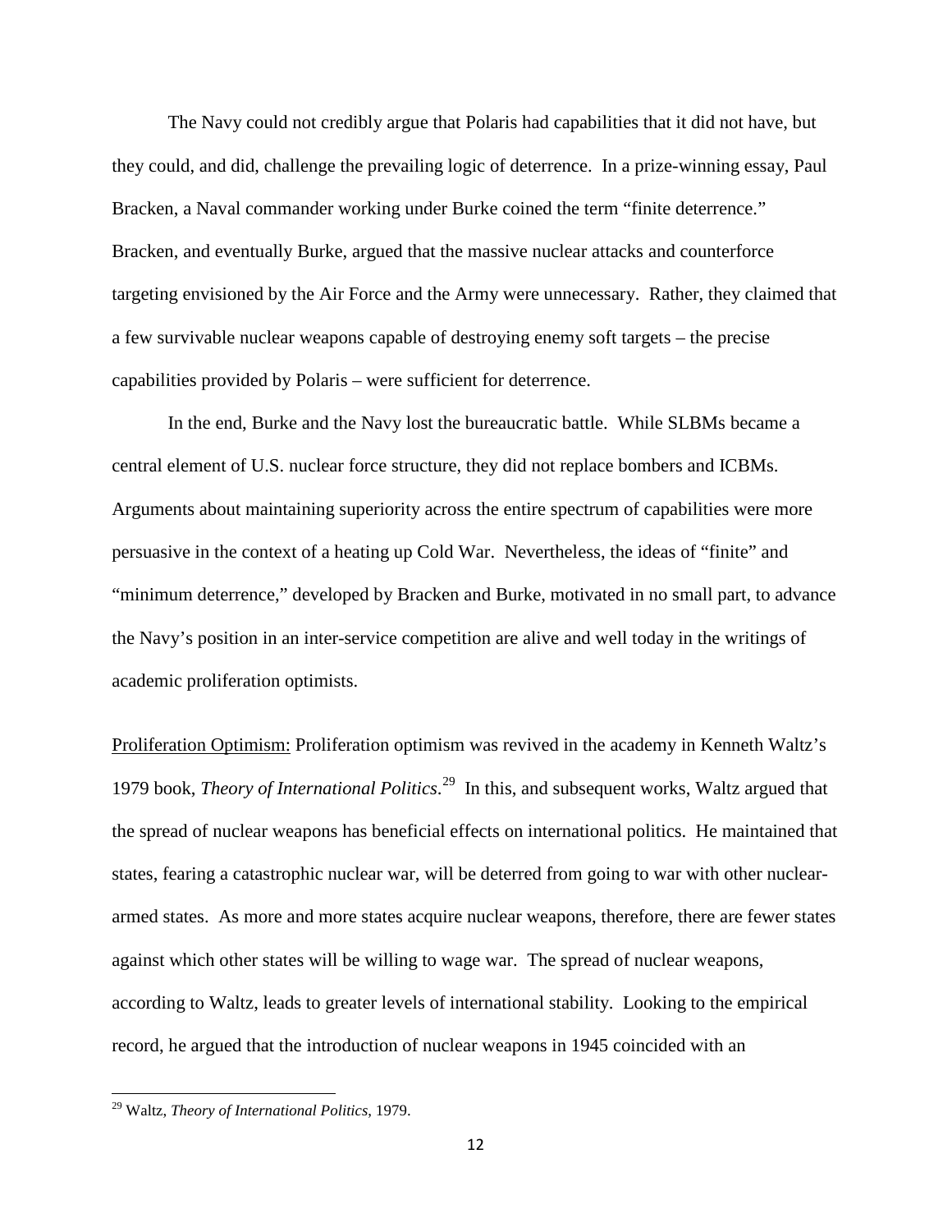The Navy could not credibly argue that Polaris had capabilities that it did not have, but they could, and did, challenge the prevailing logic of deterrence. In a prize-winning essay, Paul Bracken, a Naval commander working under Burke coined the term "finite deterrence." Bracken, and eventually Burke, argued that the massive nuclear attacks and counterforce targeting envisioned by the Air Force and the Army were unnecessary. Rather, they claimed that a few survivable nuclear weapons capable of destroying enemy soft targets – the precise capabilities provided by Polaris – were sufficient for deterrence.

In the end, Burke and the Navy lost the bureaucratic battle. While SLBMs became a central element of U.S. nuclear force structure, they did not replace bombers and ICBMs. Arguments about maintaining superiority across the entire spectrum of capabilities were more persuasive in the context of a heating up Cold War. Nevertheless, the ideas of "finite" and "minimum deterrence," developed by Bracken and Burke, motivated in no small part, to advance the Navy's position in an inter-service competition are alive and well today in the writings of academic proliferation optimists.

<u>Proliferation Optimism:</u> Proliferation optimism was revived in the academy in Kenneth Waltz's 1979 book, *Theory of International Politics*.[29] In this, and subsequent works, Waltz argued that the spread of nuclear weapons has beneficial effects on international politics. He maintained that states, fearing a catastrophic nuclear war, will be deterred from going to war with other nuclear-armed states. As more and more states acquire nuclear weapons, therefore, there are fewer states against which other states will be willing to wage war. The spread of nuclear weapons, according to Waltz, leads to greater levels of international stability. Looking to the empirical record, he argued that the introduction of nuclear weapons in 1945 coincided with an

[29] Waltz, *Theory of International Politics*, 1979.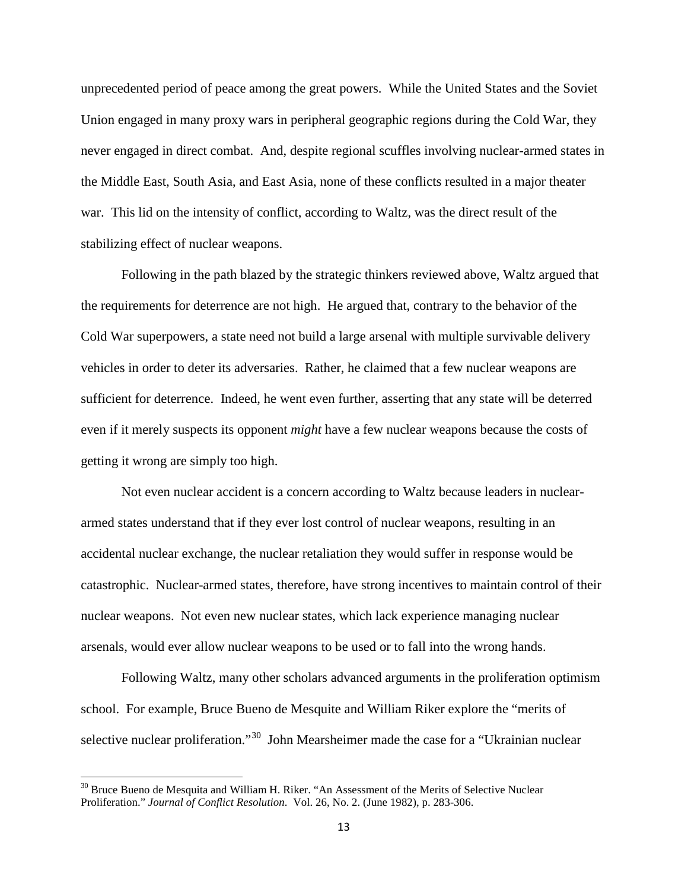unprecedented period of peace among the great powers. While the United States and the Soviet Union engaged in many proxy wars in peripheral geographic regions during the Cold War, they never engaged in direct combat. And, despite regional scuffles involving nuclear-armed states in the Middle East, South Asia, and East Asia, none of these conflicts resulted in a major theater war. This lid on the intensity of conflict, according to Waltz, was the direct result of the stabilizing effect of nuclear weapons.

Following in the path blazed by the strategic thinkers reviewed above, Waltz argued that the requirements for deterrence are not high. He argued that, contrary to the behavior of the Cold War superpowers, a state need not build a large arsenal with multiple survivable delivery vehicles in order to deter its adversaries. Rather, he claimed that a few nuclear weapons are sufficient for deterrence. Indeed, he went even further, asserting that any state will be deterred even if it merely suspects its opponent *might* have a few nuclear weapons because the costs of getting it wrong are simply too high.

Not even nuclear accident is a concern according to Waltz because leaders in nuclear-armed states understand that if they ever lost control of nuclear weapons, resulting in an accidental nuclear exchange, the nuclear retaliation they would suffer in response would be catastrophic. Nuclear-armed states, therefore, have strong incentives to maintain control of their nuclear weapons. Not even new nuclear states, which lack experience managing nuclear arsenals, would ever allow nuclear weapons to be used or to fall into the wrong hands.

Following Waltz, many other scholars advanced arguments in the proliferation optimism school. For example, Bruce Bueno de Mesquite and William Riker explore the "merits of selective nuclear proliferation."[30] John Mearsheimer made the case for a "Ukrainian nuclear

[30] Bruce Bueno de Mesquita and William H. Riker. "An Assessment of the Merits of Selective Nuclear Proliferation." *Journal of Conflict Resolution*. Vol. 26, No. 2. (June 1982), p. 283-306.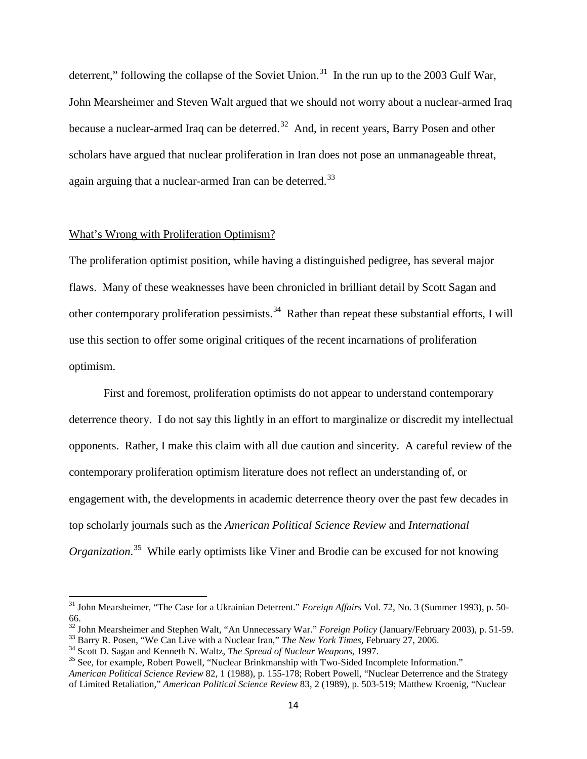deterrent," following the collapse of the Soviet Union.[31] In the run up to the 2003 Gulf War, John Mearsheimer and Steven Walt argued that we should not worry about a nuclear-armed Iraq because a nuclear-armed Iraq can be deterred.[32] And, in recent years, Barry Posen and other scholars have argued that nuclear proliferation in Iran does not pose an unmanageable threat, again arguing that a nuclear-armed Iran can be deterred.[33]

## What's Wrong with Proliferation Optimism?

The proliferation optimist position, while having a distinguished pedigree, has several major flaws. Many of these weaknesses have been chronicled in brilliant detail by Scott Sagan and other contemporary proliferation pessimists.[34] Rather than repeat these substantial efforts, I will use this section to offer some original critiques of the recent incarnations of proliferation optimism.

First and foremost, proliferation optimists do not appear to understand contemporary deterrence theory. I do not say this lightly in an effort to marginalize or discredit my intellectual opponents. Rather, I make this claim with all due caution and sincerity. A careful review of the contemporary proliferation optimism literature does not reflect an understanding of, or engagement with, the developments in academic deterrence theory over the past few decades in top scholarly journals such as the *American Political Science Review* and *International Organization*.[35] While early optimists like Viner and Brodie can be excused for not knowing

---

[31] John Mearsheimer, "The Case for a Ukrainian Deterrent." *Foreign Affairs* Vol. 72, No. 3 (Summer 1993), p. 50-66.

[32] John Mearsheimer and Stephen Walt, "An Unnecessary War." *Foreign Policy* (January/February 2003), p. 51-59.

[33] Barry R. Posen, "We Can Live with a Nuclear Iran," *The New York Times*, February 27, 2006.

[34] Scott D. Sagan and Kenneth N. Waltz, *The Spread of Nuclear Weapons*, 1997.

[35] See, for example, Robert Powell, "Nuclear Brinkmanship with Two-Sided Incomplete Information." *American Political Science Review* 82, 1 (1988), p. 155-178; Robert Powell, "Nuclear Deterrence and the Strategy of Limited Retaliation," *American Political Science Review* 83, 2 (1989), p. 503-519; Matthew Kroenig, "Nuclear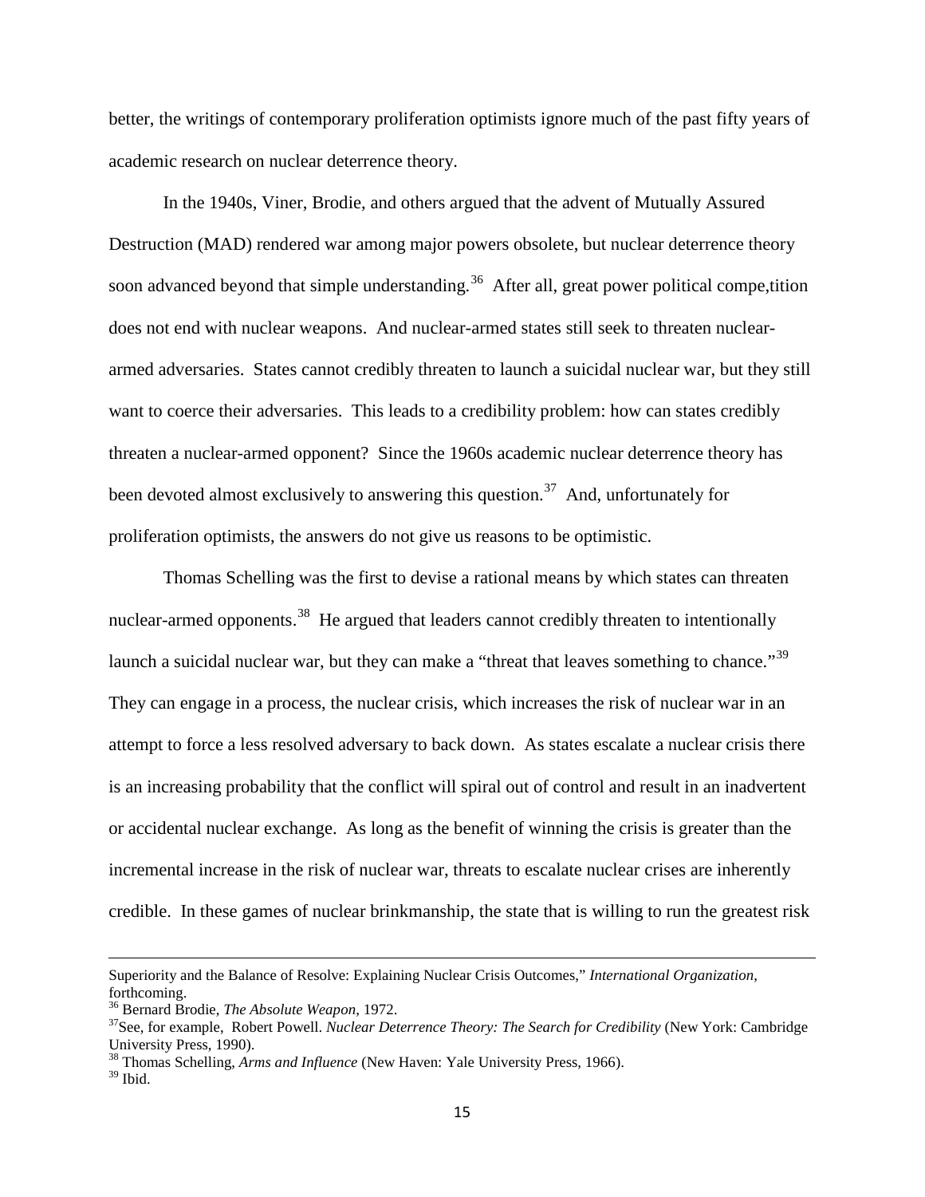better, the writings of contemporary proliferation optimists ignore much of the past fifty years of academic research on nuclear deterrence theory.

In the 1940s, Viner, Brodie, and others argued that the advent of Mutually Assured Destruction (MAD) rendered war among major powers obsolete, but nuclear deterrence theory soon advanced beyond that simple understanding.[36] After all, great power political compe,tition does not end with nuclear weapons. And nuclear-armed states still seek to threaten nuclear-armed adversaries. States cannot credibly threaten to launch a suicidal nuclear war, but they still want to coerce their adversaries. This leads to a credibility problem: how can states credibly threaten a nuclear-armed opponent? Since the 1960s academic nuclear deterrence theory has been devoted almost exclusively to answering this question.[37] And, unfortunately for proliferation optimists, the answers do not give us reasons to be optimistic.

Thomas Schelling was the first to devise a rational means by which states can threaten nuclear-armed opponents.[38] He argued that leaders cannot credibly threaten to intentionally launch a suicidal nuclear war, but they can make a "threat that leaves something to chance."[39] They can engage in a process, the nuclear crisis, which increases the risk of nuclear war in an attempt to force a less resolved adversary to back down. As states escalate a nuclear crisis there is an increasing probability that the conflict will spiral out of control and result in an inadvertent or accidental nuclear exchange. As long as the benefit of winning the crisis is greater than the incremental increase in the risk of nuclear war, threats to escalate nuclear crises are inherently credible. In these games of nuclear brinkmanship, the state that is willing to run the greatest risk

---

Superiority and the Balance of Resolve: Explaining Nuclear Crisis Outcomes," *International Organization*, forthcoming.

[36] Bernard Brodie, *The Absolute Weapon*, 1972.

[37] See, for example, Robert Powell. *Nuclear Deterrence Theory: The Search for Credibility* (New York: Cambridge University Press, 1990).

[38] Thomas Schelling, *Arms and Influence* (New Haven: Yale University Press, 1966).

[39] Ibid.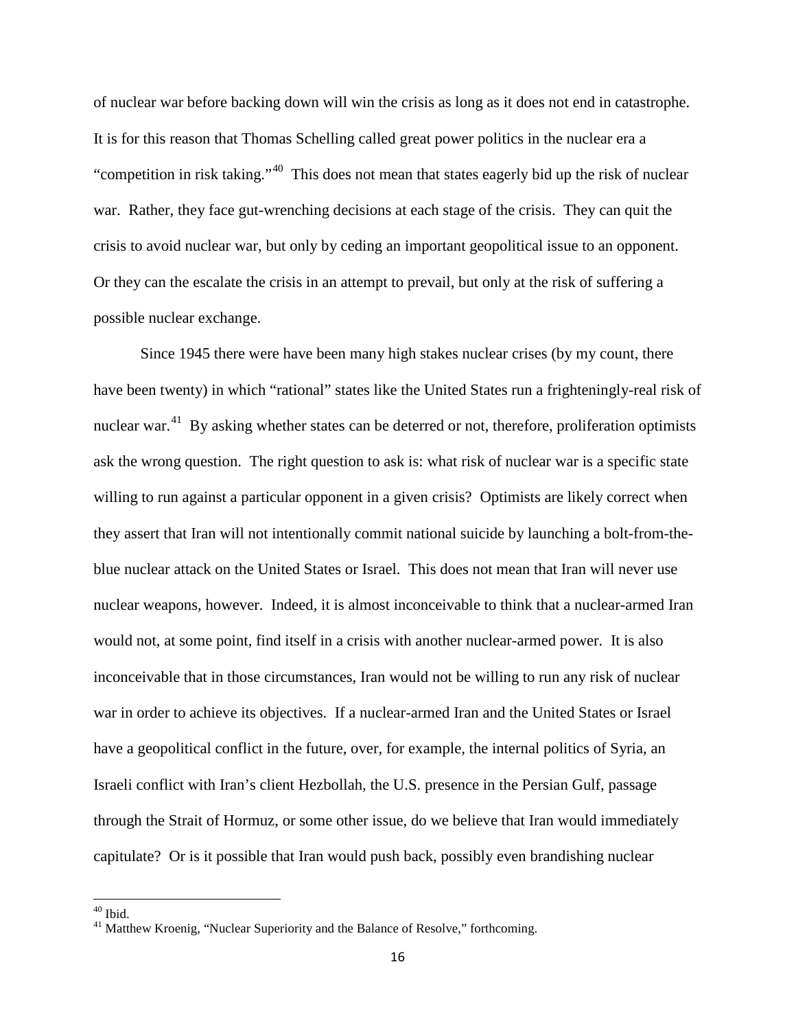of nuclear war before backing down will win the crisis as long as it does not end in catastrophe. It is for this reason that Thomas Schelling called great power politics in the nuclear era a "competition in risk taking."[40] This does not mean that states eagerly bid up the risk of nuclear war. Rather, they face gut-wrenching decisions at each stage of the crisis. They can quit the crisis to avoid nuclear war, but only by ceding an important geopolitical issue to an opponent. Or they can the escalate the crisis in an attempt to prevail, but only at the risk of suffering a possible nuclear exchange.

Since 1945 there were have been many high stakes nuclear crises (by my count, there have been twenty) in which "rational" states like the United States run a frighteningly-real risk of nuclear war.[41] By asking whether states can be deterred or not, therefore, proliferation optimists ask the wrong question. The right question to ask is: what risk of nuclear war is a specific state willing to run against a particular opponent in a given crisis? Optimists are likely correct when they assert that Iran will not intentionally commit national suicide by launching a bolt-from-the-blue nuclear attack on the United States or Israel. This does not mean that Iran will never use nuclear weapons, however. Indeed, it is almost inconceivable to think that a nuclear-armed Iran would not, at some point, find itself in a crisis with another nuclear-armed power. It is also inconceivable that in those circumstances, Iran would not be willing to run any risk of nuclear war in order to achieve its objectives. If a nuclear-armed Iran and the United States or Israel have a geopolitical conflict in the future, over, for example, the internal politics of Syria, an Israeli conflict with Iran's client Hezbollah, the U.S. presence in the Persian Gulf, passage through the Strait of Hormuz, or some other issue, do we believe that Iran would immediately capitulate? Or is it possible that Iran would push back, possibly even brandishing nuclear

---

[40] Ibid.

[41] Matthew Kroenig, "Nuclear Superiority and the Balance of Resolve," forthcoming.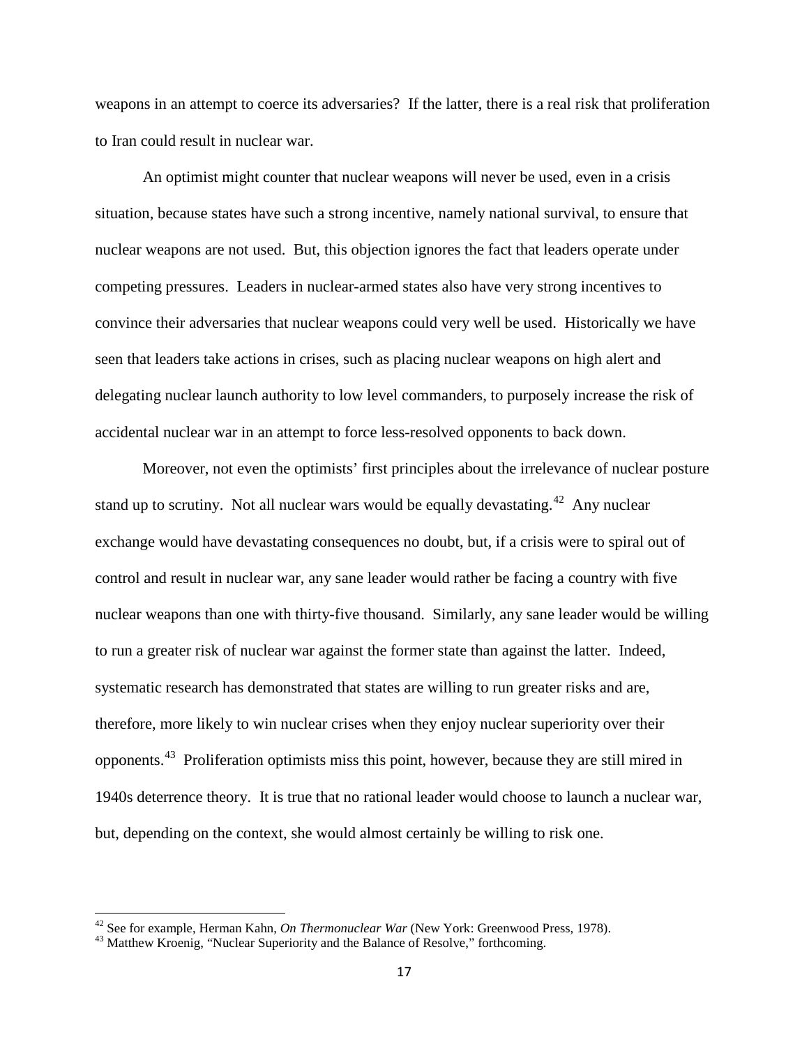weapons in an attempt to coerce its adversaries? If the latter, there is a real risk that proliferation to Iran could result in nuclear war.

An optimist might counter that nuclear weapons will never be used, even in a crisis situation, because states have such a strong incentive, namely national survival, to ensure that nuclear weapons are not used. But, this objection ignores the fact that leaders operate under competing pressures. Leaders in nuclear-armed states also have very strong incentives to convince their adversaries that nuclear weapons could very well be used. Historically we have seen that leaders take actions in crises, such as placing nuclear weapons on high alert and delegating nuclear launch authority to low level commanders, to purposely increase the risk of accidental nuclear war in an attempt to force less-resolved opponents to back down.

Moreover, not even the optimists' first principles about the irrelevance of nuclear posture stand up to scrutiny. Not all nuclear wars would be equally devastating.[42] Any nuclear exchange would have devastating consequences no doubt, but, if a crisis were to spiral out of control and result in nuclear war, any sane leader would rather be facing a country with five nuclear weapons than one with thirty-five thousand. Similarly, any sane leader would be willing to run a greater risk of nuclear war against the former state than against the latter. Indeed, systematic research has demonstrated that states are willing to run greater risks and are, therefore, more likely to win nuclear crises when they enjoy nuclear superiority over their opponents.[43] Proliferation optimists miss this point, however, because they are still mired in 1940s deterrence theory. It is true that no rational leader would choose to launch a nuclear war, but, depending on the context, she would almost certainly be willing to risk one.

---

[42] See for example, Herman Kahn, *On Thermonuclear War* (New York: Greenwood Press, 1978).

[43] Matthew Kroenig, "Nuclear Superiority and the Balance of Resolve," forthcoming.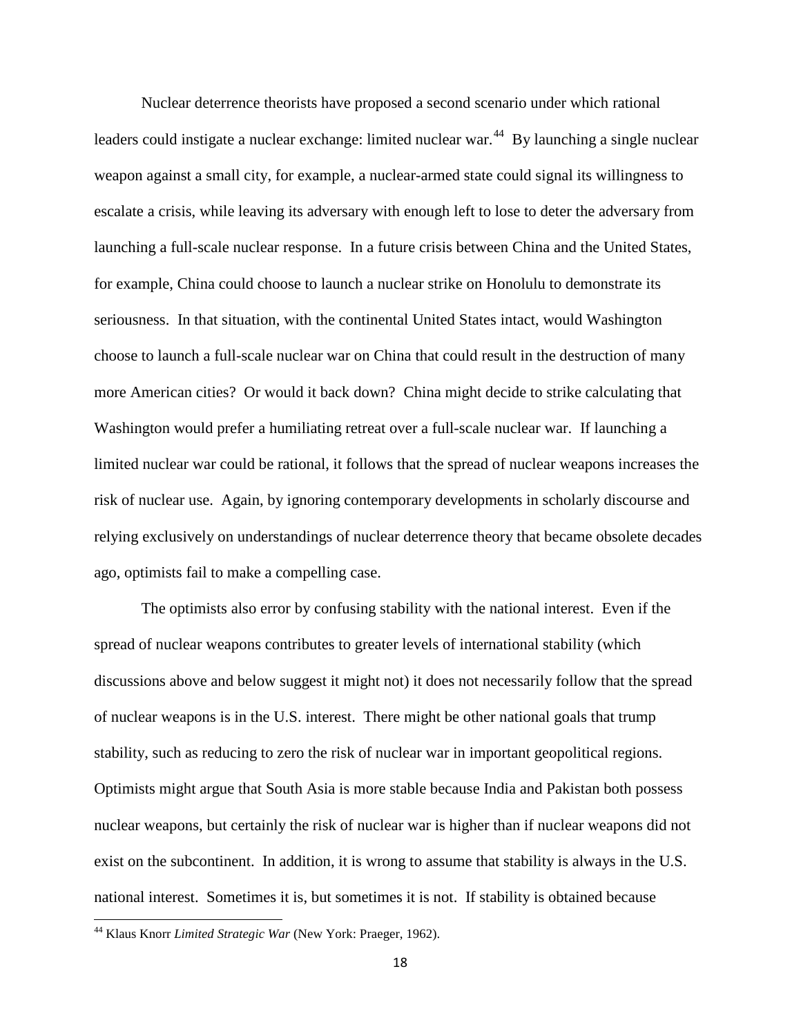Nuclear deterrence theorists have proposed a second scenario under which rational leaders could instigate a nuclear exchange: limited nuclear war.[44] By launching a single nuclear weapon against a small city, for example, a nuclear-armed state could signal its willingness to escalate a crisis, while leaving its adversary with enough left to lose to deter the adversary from launching a full-scale nuclear response. In a future crisis between China and the United States, for example, China could choose to launch a nuclear strike on Honolulu to demonstrate its seriousness. In that situation, with the continental United States intact, would Washington choose to launch a full-scale nuclear war on China that could result in the destruction of many more American cities? Or would it back down? China might decide to strike calculating that Washington would prefer a humiliating retreat over a full-scale nuclear war. If launching a limited nuclear war could be rational, it follows that the spread of nuclear weapons increases the risk of nuclear use. Again, by ignoring contemporary developments in scholarly discourse and relying exclusively on understandings of nuclear deterrence theory that became obsolete decades ago, optimists fail to make a compelling case.

The optimists also error by confusing stability with the national interest. Even if the spread of nuclear weapons contributes to greater levels of international stability (which discussions above and below suggest it might not) it does not necessarily follow that the spread of nuclear weapons is in the U.S. interest. There might be other national goals that trump stability, such as reducing to zero the risk of nuclear war in important geopolitical regions. Optimists might argue that South Asia is more stable because India and Pakistan both possess nuclear weapons, but certainly the risk of nuclear war is higher than if nuclear weapons did not exist on the subcontinent. In addition, it is wrong to assume that stability is always in the U.S. national interest. Sometimes it is, but sometimes it is not. If stability is obtained because

---

[44] Klaus Knorr *Limited Strategic War* (New York: Praeger, 1962).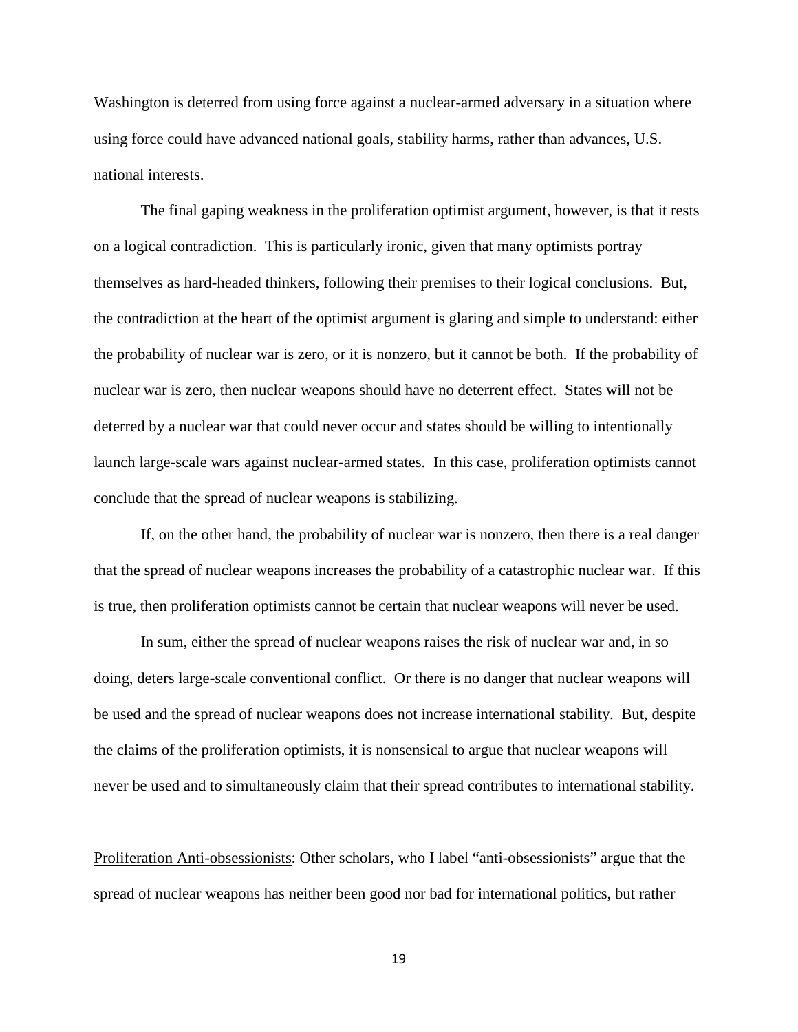Washington is deterred from using force against a nuclear-armed adversary in a situation where using force could have advanced national goals, stability harms, rather than advances, U.S. national interests.

The final gaping weakness in the proliferation optimist argument, however, is that it rests on a logical contradiction. This is particularly ironic, given that many optimists portray themselves as hard-headed thinkers, following their premises to their logical conclusions. But, the contradiction at the heart of the optimist argument is glaring and simple to understand: either the probability of nuclear war is zero, or it is nonzero, but it cannot be both. If the probability of nuclear war is zero, then nuclear weapons should have no deterrent effect. States will not be deterred by a nuclear war that could never occur and states should be willing to intentionally launch large-scale wars against nuclear-armed states. In this case, proliferation optimists cannot conclude that the spread of nuclear weapons is stabilizing.

If, on the other hand, the probability of nuclear war is nonzero, then there is a real danger that the spread of nuclear weapons increases the probability of a catastrophic nuclear war. If this is true, then proliferation optimists cannot be certain that nuclear weapons will never be used.

In sum, either the spread of nuclear weapons raises the risk of nuclear war and, in so doing, deters large-scale conventional conflict. Or there is no danger that nuclear weapons will be used and the spread of nuclear weapons does not increase international stability. But, despite the claims of the proliferation optimists, it is nonsensical to argue that nuclear weapons will never be used and to simultaneously claim that their spread contributes to international stability.

Proliferation Anti-obsessionists: Other scholars, who I label "anti-obsessionists" argue that the spread of nuclear weapons has neither been good nor bad for international politics, but rather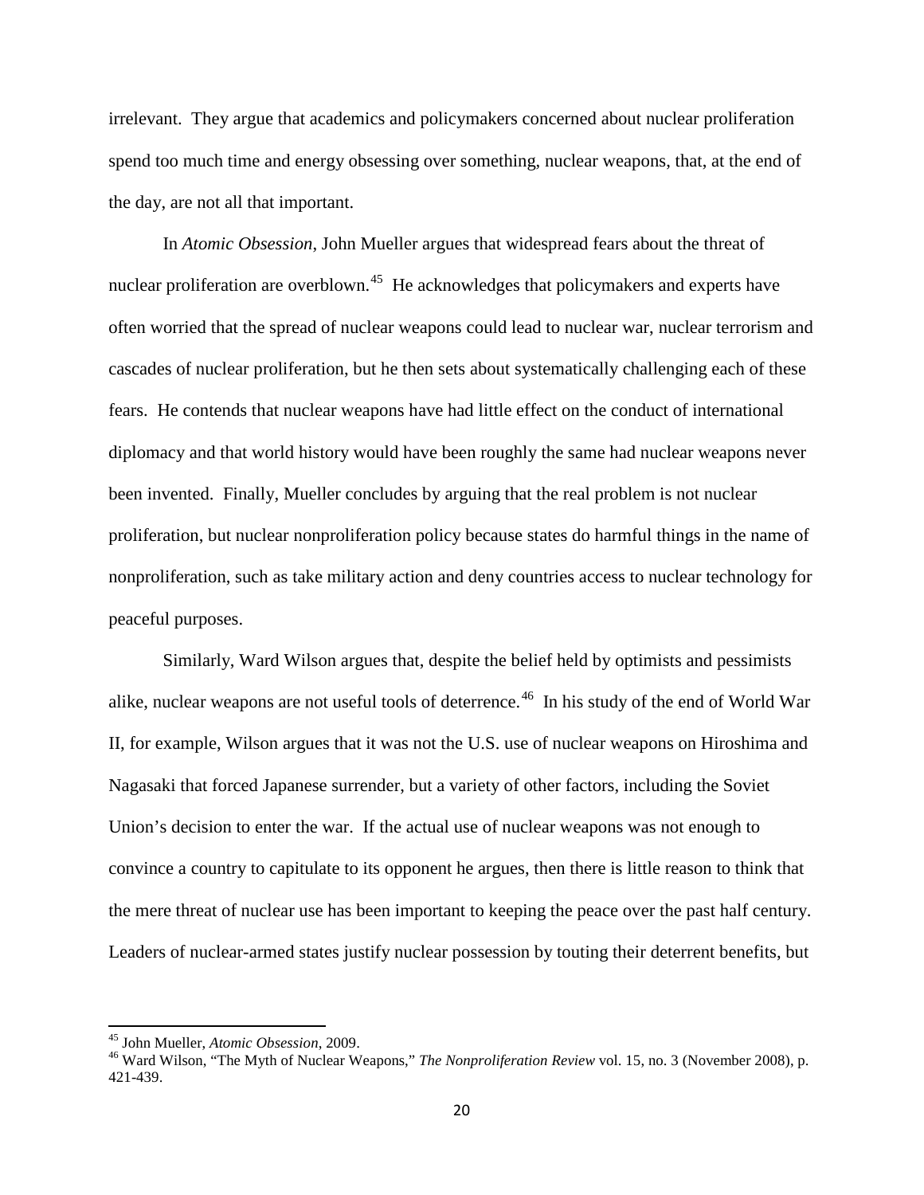irrelevant. They argue that academics and policymakers concerned about nuclear proliferation spend too much time and energy obsessing over something, nuclear weapons, that, at the end of the day, are not all that important.

In *Atomic Obsession*, John Mueller argues that widespread fears about the threat of nuclear proliferation are overblown.[45] He acknowledges that policymakers and experts have often worried that the spread of nuclear weapons could lead to nuclear war, nuclear terrorism and cascades of nuclear proliferation, but he then sets about systematically challenging each of these fears. He contends that nuclear weapons have had little effect on the conduct of international diplomacy and that world history would have been roughly the same had nuclear weapons never been invented. Finally, Mueller concludes by arguing that the real problem is not nuclear proliferation, but nuclear nonproliferation policy because states do harmful things in the name of nonproliferation, such as take military action and deny countries access to nuclear technology for peaceful purposes.

Similarly, Ward Wilson argues that, despite the belief held by optimists and pessimists alike, nuclear weapons are not useful tools of deterrence.[46] In his study of the end of World War II, for example, Wilson argues that it was not the U.S. use of nuclear weapons on Hiroshima and Nagasaki that forced Japanese surrender, but a variety of other factors, including the Soviet Union's decision to enter the war. If the actual use of nuclear weapons was not enough to convince a country to capitulate to its opponent he argues, then there is little reason to think that the mere threat of nuclear use has been important to keeping the peace over the past half century. Leaders of nuclear-armed states justify nuclear possession by touting their deterrent benefits, but

---

[45] John Mueller, *Atomic Obsession*, 2009.

[46] Ward Wilson, "The Myth of Nuclear Weapons," *The Nonproliferation Review* vol. 15, no. 3 (November 2008), p. 421-439.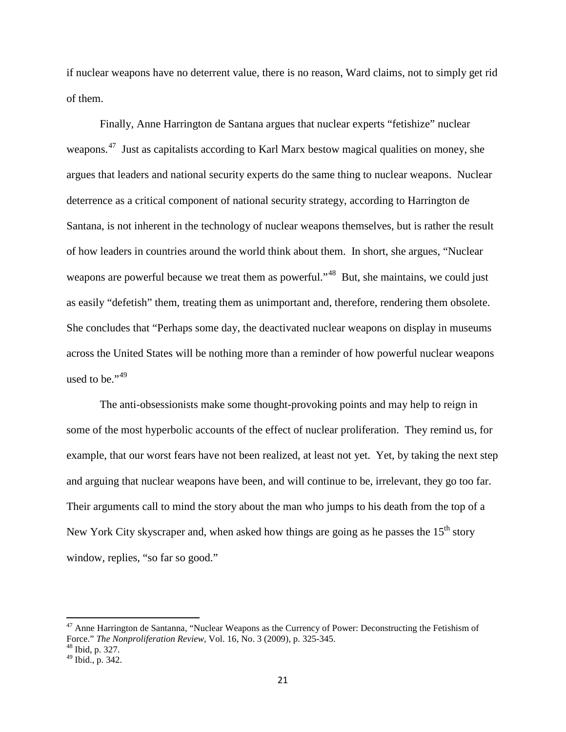if nuclear weapons have no deterrent value, there is no reason, Ward claims, not to simply get rid of them.

Finally, Anne Harrington de Santana argues that nuclear experts "fetishize" nuclear weapons.[47] Just as capitalists according to Karl Marx bestow magical qualities on money, she argues that leaders and national security experts do the same thing to nuclear weapons. Nuclear deterrence as a critical component of national security strategy, according to Harrington de Santana, is not inherent in the technology of nuclear weapons themselves, but is rather the result of how leaders in countries around the world think about them. In short, she argues, "Nuclear weapons are powerful because we treat them as powerful."[48] But, she maintains, we could just as easily "defetish" them, treating them as unimportant and, therefore, rendering them obsolete. She concludes that "Perhaps some day, the deactivated nuclear weapons on display in museums across the United States will be nothing more than a reminder of how powerful nuclear weapons used to be."[49]

The anti-obsessionists make some thought-provoking points and may help to reign in some of the most hyperbolic accounts of the effect of nuclear proliferation. They remind us, for example, that our worst fears have not been realized, at least not yet. Yet, by taking the next step and arguing that nuclear weapons have been, and will continue to be, irrelevant, they go too far. Their arguments call to mind the story about the man who jumps to his death from the top of a New York City skyscraper and, when asked how things are going as he passes the 15th story window, replies, "so far so good."

---

[47] Anne Harrington de Santanna, "Nuclear Weapons as the Currency of Power: Deconstructing the Fetishism of Force." *The Nonproliferation Review*, Vol. 16, No. 3 (2009), p. 325-345.

[48] Ibid, p. 327.

[49] Ibid., p. 342.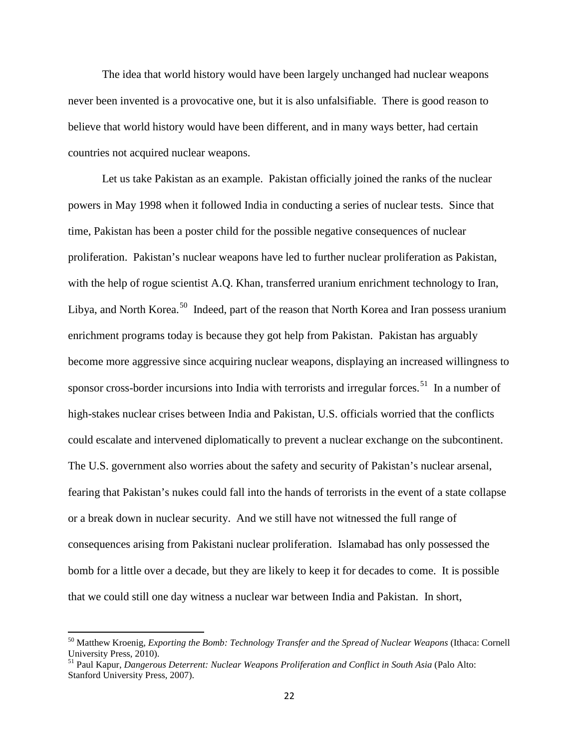The idea that world history would have been largely unchanged had nuclear weapons never been invented is a provocative one, but it is also unfalsifiable. There is good reason to believe that world history would have been different, and in many ways better, had certain countries not acquired nuclear weapons.

Let us take Pakistan as an example. Pakistan officially joined the ranks of the nuclear powers in May 1998 when it followed India in conducting a series of nuclear tests. Since that time, Pakistan has been a poster child for the possible negative consequences of nuclear proliferation. Pakistan's nuclear weapons have led to further nuclear proliferation as Pakistan, with the help of rogue scientist A.Q. Khan, transferred uranium enrichment technology to Iran, Libya, and North Korea.[50] Indeed, part of the reason that North Korea and Iran possess uranium enrichment programs today is because they got help from Pakistan. Pakistan has arguably become more aggressive since acquiring nuclear weapons, displaying an increased willingness to sponsor cross-border incursions into India with terrorists and irregular forces.[51] In a number of high-stakes nuclear crises between India and Pakistan, U.S. officials worried that the conflicts could escalate and intervened diplomatically to prevent a nuclear exchange on the subcontinent. The U.S. government also worries about the safety and security of Pakistan's nuclear arsenal, fearing that Pakistan's nukes could fall into the hands of terrorists in the event of a state collapse or a break down in nuclear security. And we still have not witnessed the full range of consequences arising from Pakistani nuclear proliferation. Islamabad has only possessed the bomb for a little over a decade, but they are likely to keep it for decades to come. It is possible that we could still one day witness a nuclear war between India and Pakistan. In short,

---

[50] Matthew Kroenig, *Exporting the Bomb: Technology Transfer and the Spread of Nuclear Weapons* (Ithaca: Cornell University Press, 2010).

[51] Paul Kapur, *Dangerous Deterrent: Nuclear Weapons Proliferation and Conflict in South Asia* (Palo Alto: Stanford University Press, 2007).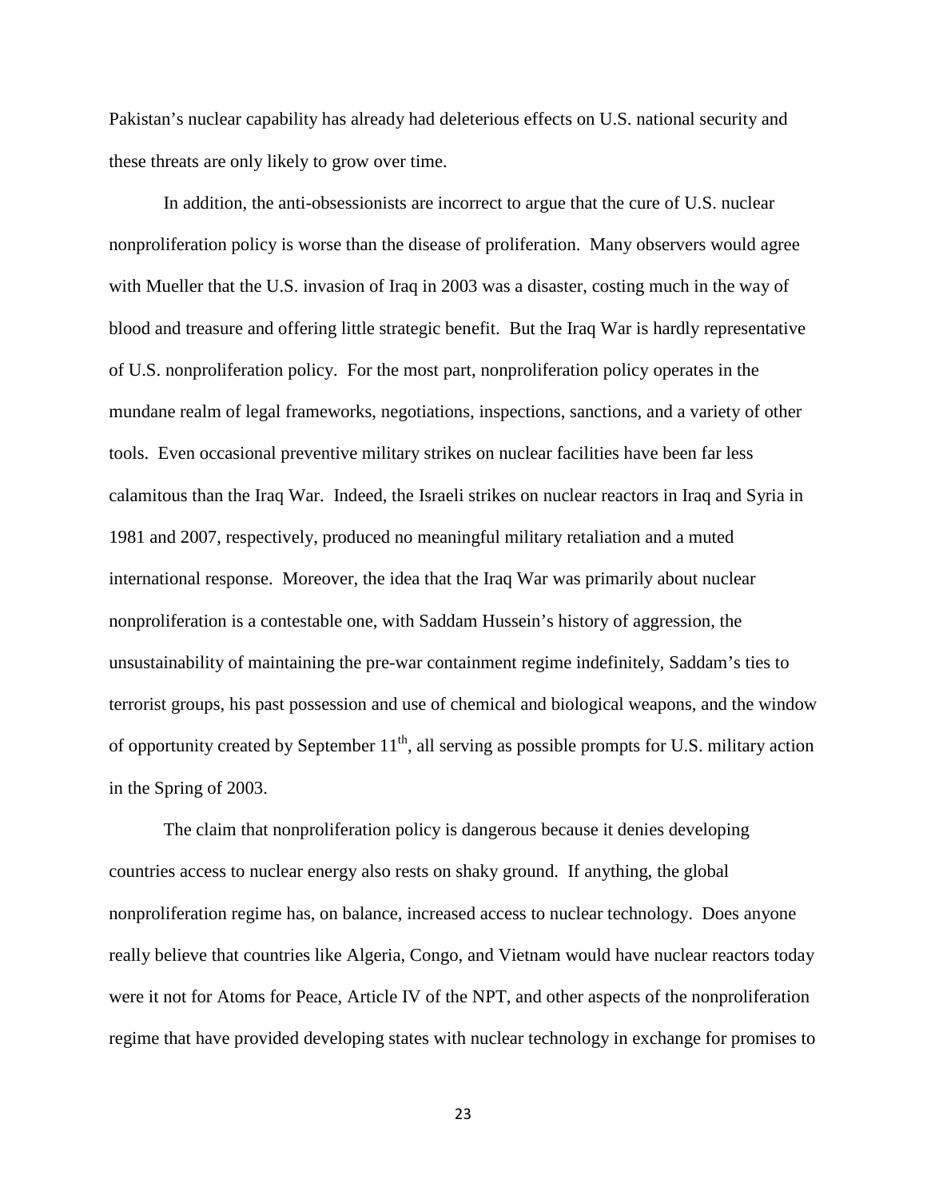Pakistan's nuclear capability has already had deleterious effects on U.S. national security and these threats are only likely to grow over time.

In addition, the anti-obsessionists are incorrect to argue that the cure of U.S. nuclear nonproliferation policy is worse than the disease of proliferation. Many observers would agree with Mueller that the U.S. invasion of Iraq in 2003 was a disaster, costing much in the way of blood and treasure and offering little strategic benefit. But the Iraq War is hardly representative of U.S. nonproliferation policy. For the most part, nonproliferation policy operates in the mundane realm of legal frameworks, negotiations, inspections, sanctions, and a variety of other tools. Even occasional preventive military strikes on nuclear facilities have been far less calamitous than the Iraq War. Indeed, the Israeli strikes on nuclear reactors in Iraq and Syria in 1981 and 2007, respectively, produced no meaningful military retaliation and a muted international response. Moreover, the idea that the Iraq War was primarily about nuclear nonproliferation is a contestable one, with Saddam Hussein's history of aggression, the unsustainability of maintaining the pre-war containment regime indefinitely, Saddam's ties to terrorist groups, his past possession and use of chemical and biological weapons, and the window of opportunity created by September 11th, all serving as possible prompts for U.S. military action in the Spring of 2003.

The claim that nonproliferation policy is dangerous because it denies developing countries access to nuclear energy also rests on shaky ground. If anything, the global nonproliferation regime has, on balance, increased access to nuclear technology. Does anyone really believe that countries like Algeria, Congo, and Vietnam would have nuclear reactors today were it not for Atoms for Peace, Article IV of the NPT, and other aspects of the nonproliferation regime that have provided developing states with nuclear technology in exchange for promises to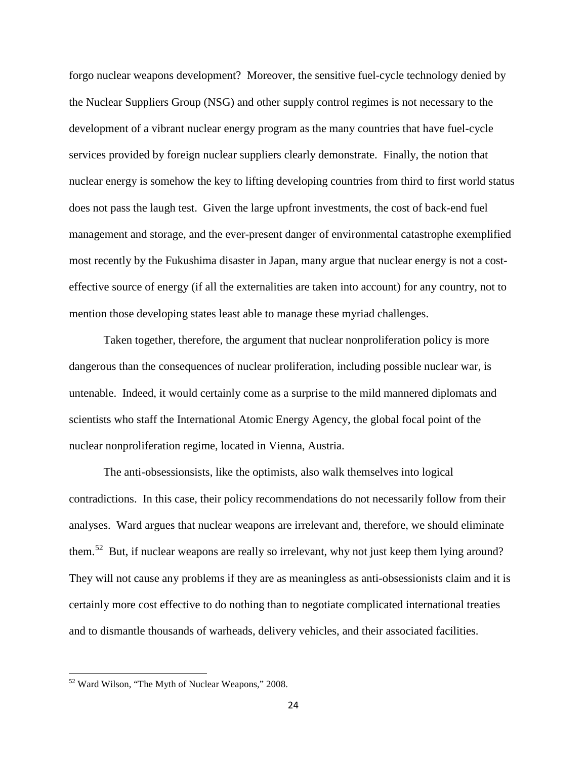forgo nuclear weapons development? Moreover, the sensitive fuel-cycle technology denied by the Nuclear Suppliers Group (NSG) and other supply control regimes is not necessary to the development of a vibrant nuclear energy program as the many countries that have fuel-cycle services provided by foreign nuclear suppliers clearly demonstrate. Finally, the notion that nuclear energy is somehow the key to lifting developing countries from third to first world status does not pass the laugh test. Given the large upfront investments, the cost of back-end fuel management and storage, and the ever-present danger of environmental catastrophe exemplified most recently by the Fukushima disaster in Japan, many argue that nuclear energy is not a cost-effective source of energy (if all the externalities are taken into account) for any country, not to mention those developing states least able to manage these myriad challenges.

Taken together, therefore, the argument that nuclear nonproliferation policy is more dangerous than the consequences of nuclear proliferation, including possible nuclear war, is untenable. Indeed, it would certainly come as a surprise to the mild mannered diplomats and scientists who staff the International Atomic Energy Agency, the global focal point of the nuclear nonproliferation regime, located in Vienna, Austria.

The anti-obsessionsists, like the optimists, also walk themselves into logical contradictions. In this case, their policy recommendations do not necessarily follow from their analyses. Ward argues that nuclear weapons are irrelevant and, therefore, we should eliminate them.[52] But, if nuclear weapons are really so irrelevant, why not just keep them lying around? They will not cause any problems if they are as meaningless as anti-obsessionists claim and it is certainly more cost effective to do nothing than to negotiate complicated international treaties and to dismantle thousands of warheads, delivery vehicles, and their associated facilities.

[52] Ward Wilson, "The Myth of Nuclear Weapons," 2008.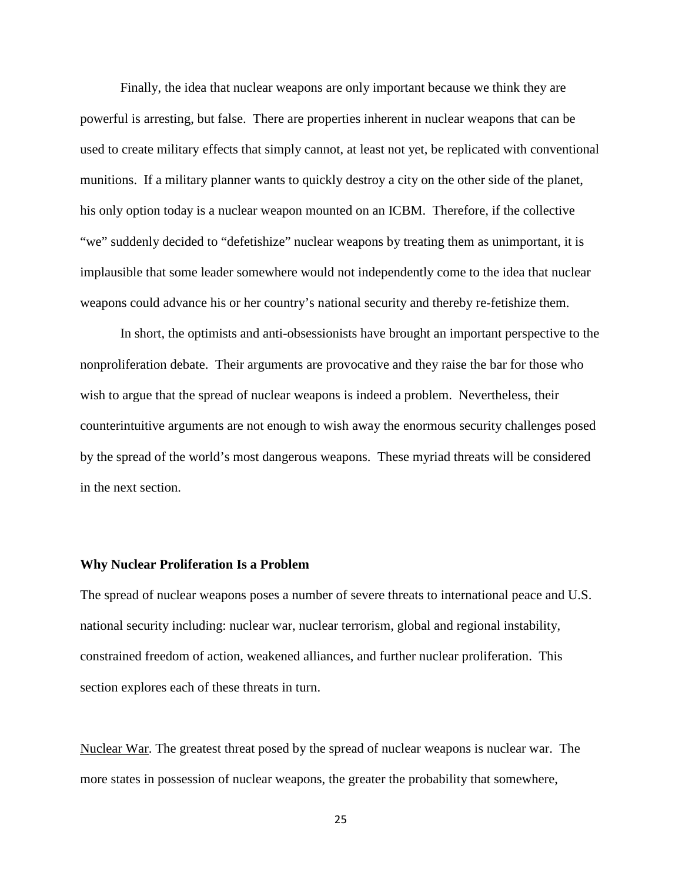Finally, the idea that nuclear weapons are only important because we think they are powerful is arresting, but false. There are properties inherent in nuclear weapons that can be used to create military effects that simply cannot, at least not yet, be replicated with conventional munitions. If a military planner wants to quickly destroy a city on the other side of the planet, his only option today is a nuclear weapon mounted on an ICBM. Therefore, if the collective "we" suddenly decided to "defetishize" nuclear weapons by treating them as unimportant, it is implausible that some leader somewhere would not independently come to the idea that nuclear weapons could advance his or her country's national security and thereby re-fetishize them.

In short, the optimists and anti-obsessionists have brought an important perspective to the nonproliferation debate. Their arguments are provocative and they raise the bar for those who wish to argue that the spread of nuclear weapons is indeed a problem. Nevertheless, their counterintuitive arguments are not enough to wish away the enormous security challenges posed by the spread of the world's most dangerous weapons. These myriad threats will be considered in the next section.

### Why Nuclear Proliferation Is a Problem

The spread of nuclear weapons poses a number of severe threats to international peace and U.S. national security including: nuclear war, nuclear terrorism, global and regional instability, constrained freedom of action, weakened alliances, and further nuclear proliferation. This section explores each of these threats in turn.

<u>Nuclear War</u>. The greatest threat posed by the spread of nuclear weapons is nuclear war. The more states in possession of nuclear weapons, the greater the probability that somewhere,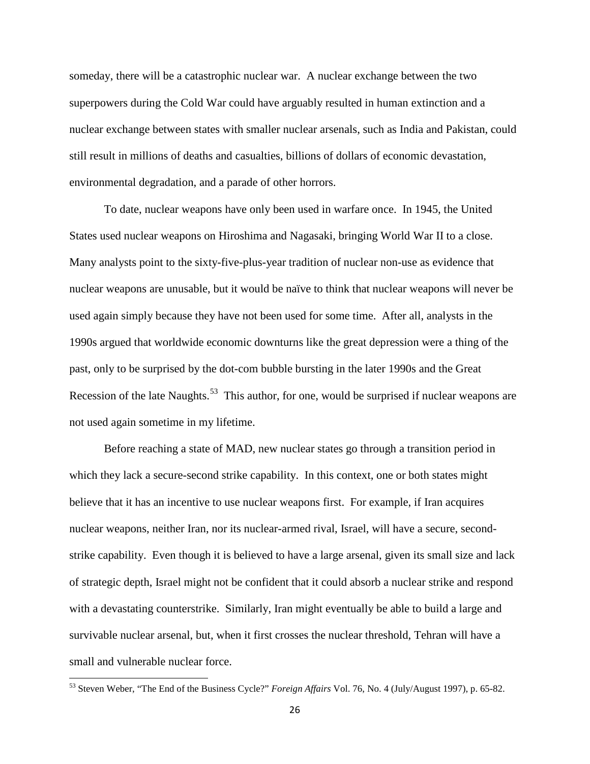someday, there will be a catastrophic nuclear war. A nuclear exchange between the two superpowers during the Cold War could have arguably resulted in human extinction and a nuclear exchange between states with smaller nuclear arsenals, such as India and Pakistan, could still result in millions of deaths and casualties, billions of dollars of economic devastation, environmental degradation, and a parade of other horrors.

To date, nuclear weapons have only been used in warfare once. In 1945, the United States used nuclear weapons on Hiroshima and Nagasaki, bringing World War II to a close. Many analysts point to the sixty-five-plus-year tradition of nuclear non-use as evidence that nuclear weapons are unusable, but it would be naïve to think that nuclear weapons will never be used again simply because they have not been used for some time. After all, analysts in the 1990s argued that worldwide economic downturns like the great depression were a thing of the past, only to be surprised by the dot-com bubble bursting in the later 1990s and the Great Recession of the late Naughts.[53] This author, for one, would be surprised if nuclear weapons are not used again sometime in my lifetime.

Before reaching a state of MAD, new nuclear states go through a transition period in which they lack a secure-second strike capability. In this context, one or both states might believe that it has an incentive to use nuclear weapons first. For example, if Iran acquires nuclear weapons, neither Iran, nor its nuclear-armed rival, Israel, will have a secure, second-strike capability. Even though it is believed to have a large arsenal, given its small size and lack of strategic depth, Israel might not be confident that it could absorb a nuclear strike and respond with a devastating counterstrike. Similarly, Iran might eventually be able to build a large and survivable nuclear arsenal, but, when it first crosses the nuclear threshold, Tehran will have a small and vulnerable nuclear force.

---

[53] Steven Weber, "The End of the Business Cycle?" *Foreign Affairs* Vol. 76, No. 4 (July/August 1997), p. 65-82.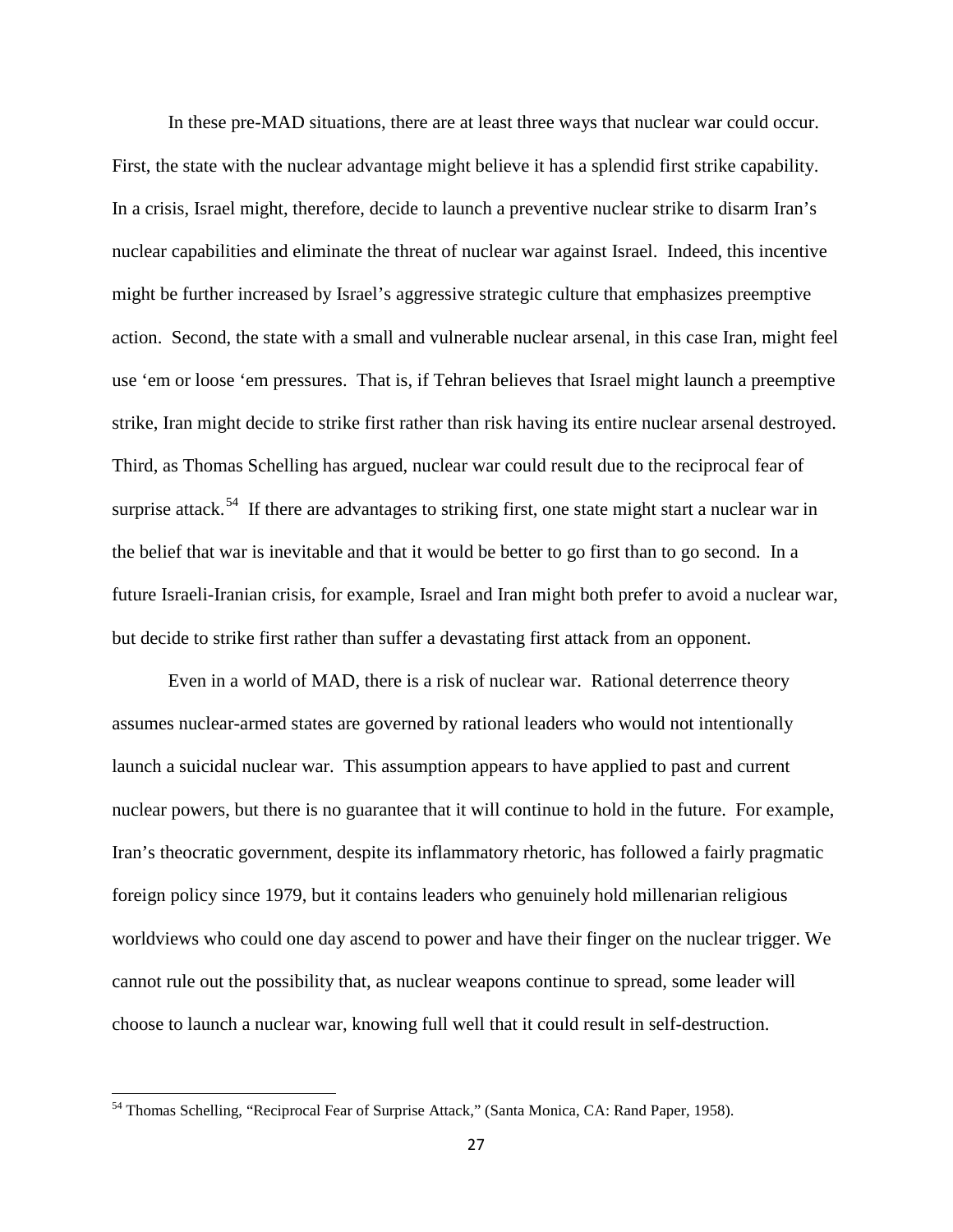In these pre-MAD situations, there are at least three ways that nuclear war could occur. First, the state with the nuclear advantage might believe it has a splendid first strike capability. In a crisis, Israel might, therefore, decide to launch a preventive nuclear strike to disarm Iran's nuclear capabilities and eliminate the threat of nuclear war against Israel. Indeed, this incentive might be further increased by Israel's aggressive strategic culture that emphasizes preemptive action. Second, the state with a small and vulnerable nuclear arsenal, in this case Iran, might feel use 'em or loose 'em pressures. That is, if Tehran believes that Israel might launch a preemptive strike, Iran might decide to strike first rather than risk having its entire nuclear arsenal destroyed. Third, as Thomas Schelling has argued, nuclear war could result due to the reciprocal fear of surprise attack.[54] If there are advantages to striking first, one state might start a nuclear war in the belief that war is inevitable and that it would be better to go first than to go second. In a future Israeli-Iranian crisis, for example, Israel and Iran might both prefer to avoid a nuclear war, but decide to strike first rather than suffer a devastating first attack from an opponent.

Even in a world of MAD, there is a risk of nuclear war. Rational deterrence theory assumes nuclear-armed states are governed by rational leaders who would not intentionally launch a suicidal nuclear war. This assumption appears to have applied to past and current nuclear powers, but there is no guarantee that it will continue to hold in the future. For example, Iran's theocratic government, despite its inflammatory rhetoric, has followed a fairly pragmatic foreign policy since 1979, but it contains leaders who genuinely hold millenarian religious worldviews who could one day ascend to power and have their finger on the nuclear trigger. We cannot rule out the possibility that, as nuclear weapons continue to spread, some leader will choose to launch a nuclear war, knowing full well that it could result in self-destruction.

---

[54] Thomas Schelling, "Reciprocal Fear of Surprise Attack," (Santa Monica, CA: Rand Paper, 1958).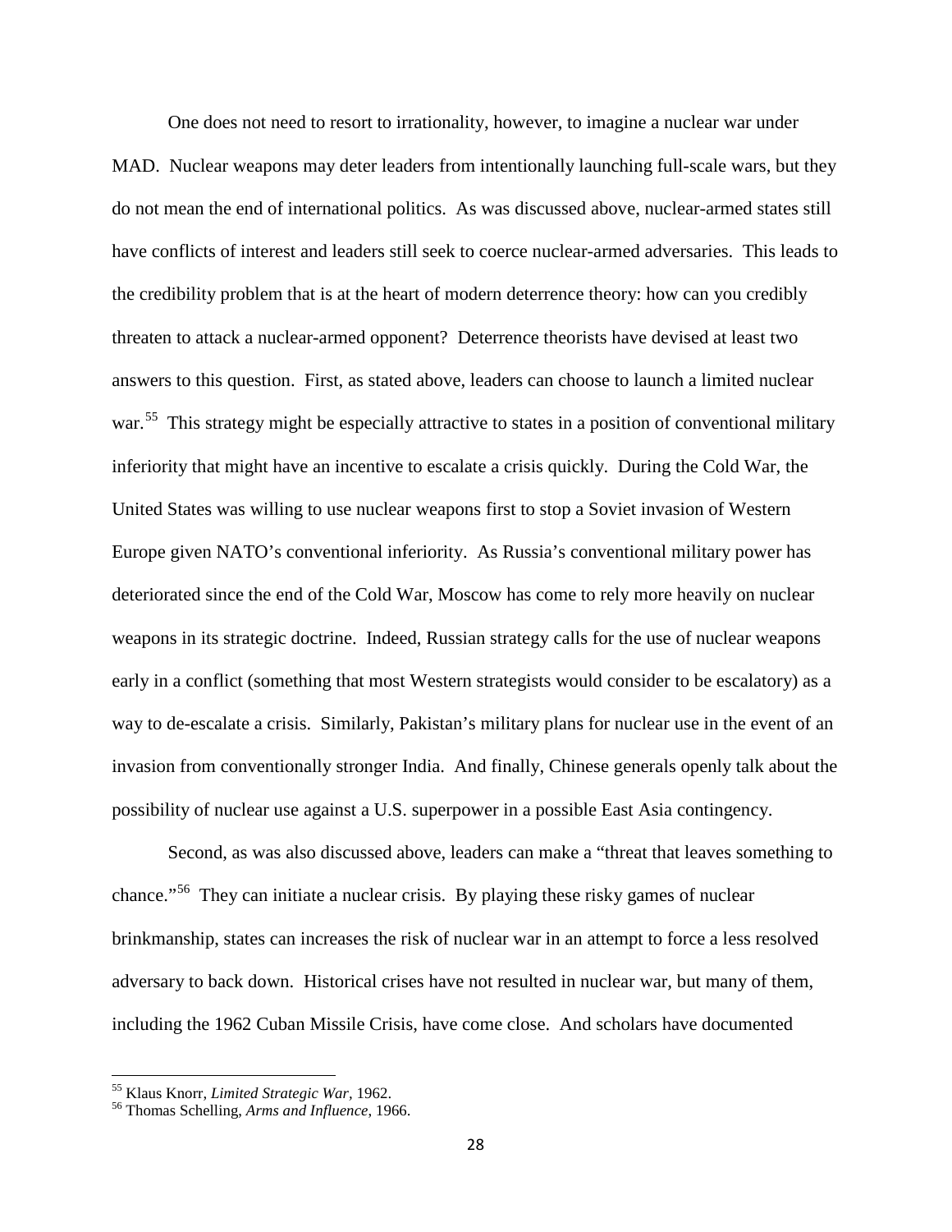One does not need to resort to irrationality, however, to imagine a nuclear war under MAD. Nuclear weapons may deter leaders from intentionally launching full-scale wars, but they do not mean the end of international politics. As was discussed above, nuclear-armed states still have conflicts of interest and leaders still seek to coerce nuclear-armed adversaries. This leads to the credibility problem that is at the heart of modern deterrence theory: how can you credibly threaten to attack a nuclear-armed opponent? Deterrence theorists have devised at least two answers to this question. First, as stated above, leaders can choose to launch a limited nuclear war.[55] This strategy might be especially attractive to states in a position of conventional military inferiority that might have an incentive to escalate a crisis quickly. During the Cold War, the United States was willing to use nuclear weapons first to stop a Soviet invasion of Western Europe given NATO's conventional inferiority. As Russia's conventional military power has deteriorated since the end of the Cold War, Moscow has come to rely more heavily on nuclear weapons in its strategic doctrine. Indeed, Russian strategy calls for the use of nuclear weapons early in a conflict (something that most Western strategists would consider to be escalatory) as a way to de-escalate a crisis. Similarly, Pakistan's military plans for nuclear use in the event of an invasion from conventionally stronger India. And finally, Chinese generals openly talk about the possibility of nuclear use against a U.S. superpower in a possible East Asia contingency.

Second, as was also discussed above, leaders can make a "threat that leaves something to chance."[56] They can initiate a nuclear crisis. By playing these risky games of nuclear brinkmanship, states can increases the risk of nuclear war in an attempt to force a less resolved adversary to back down. Historical crises have not resulted in nuclear war, but many of them, including the 1962 Cuban Missile Crisis, have come close. And scholars have documented

---

[55] Klaus Knorr, *Limited Strategic War*, 1962.

[56] Thomas Schelling, *Arms and Influence*, 1966.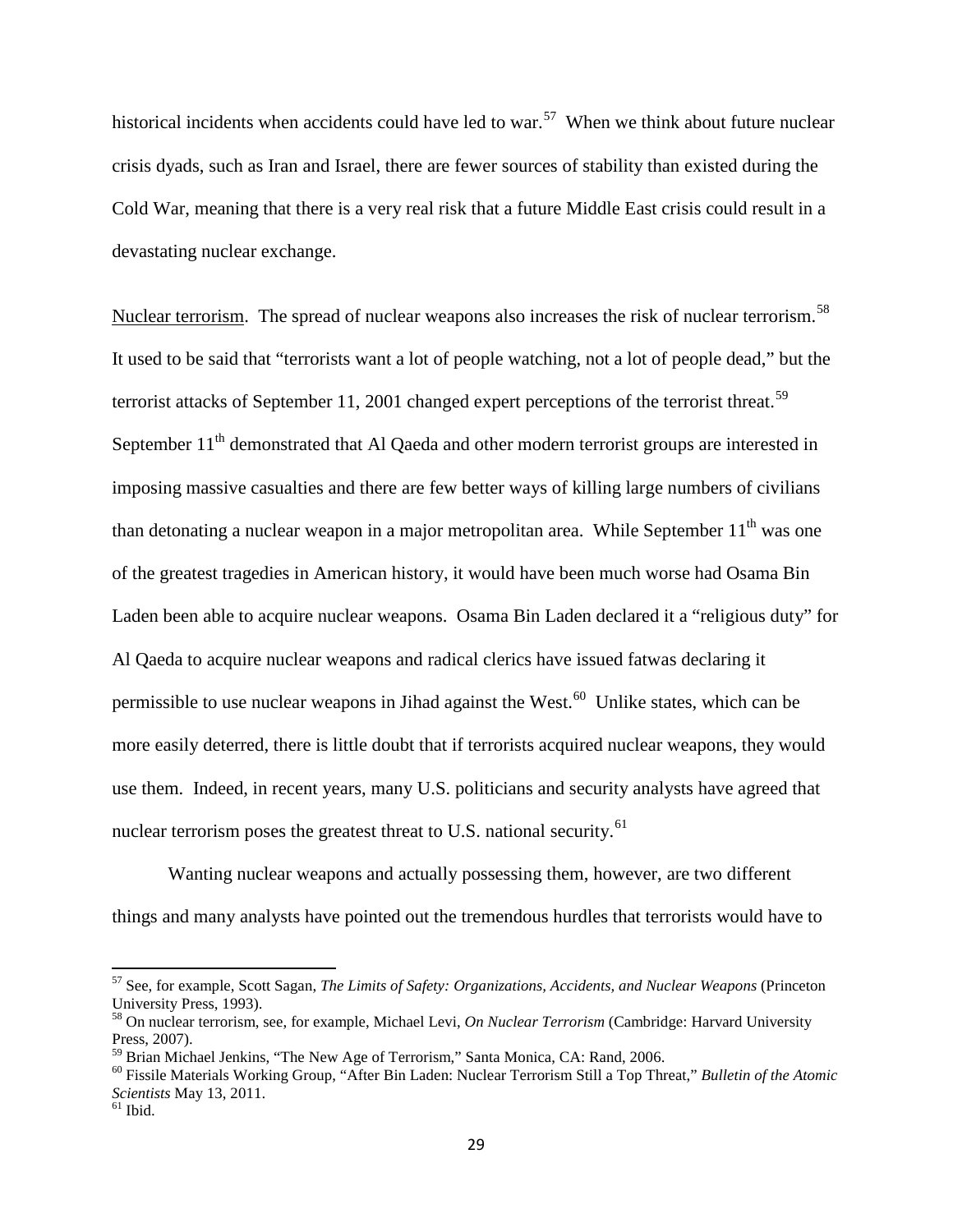historical incidents when accidents could have led to war.[57] When we think about future nuclear crisis dyads, such as Iran and Israel, there are fewer sources of stability than existed during the Cold War, meaning that there is a very real risk that a future Middle East crisis could result in a devastating nuclear exchange.

Nuclear terrorism. The spread of nuclear weapons also increases the risk of nuclear terrorism.[58] It used to be said that "terrorists want a lot of people watching, not a lot of people dead," but the terrorist attacks of September 11, 2001 changed expert perceptions of the terrorist threat.[59] September 11th demonstrated that Al Qaeda and other modern terrorist groups are interested in imposing massive casualties and there are few better ways of killing large numbers of civilians than detonating a nuclear weapon in a major metropolitan area. While September 11th was one of the greatest tragedies in American history, it would have been much worse had Osama Bin Laden been able to acquire nuclear weapons. Osama Bin Laden declared it a "religious duty" for Al Qaeda to acquire nuclear weapons and radical clerics have issued fatwas declaring it permissible to use nuclear weapons in Jihad against the West.[60] Unlike states, which can be more easily deterred, there is little doubt that if terrorists acquired nuclear weapons, they would use them. Indeed, in recent years, many U.S. politicians and security analysts have agreed that nuclear terrorism poses the greatest threat to U.S. national security.[61]

Wanting nuclear weapons and actually possessing them, however, are two different things and many analysts have pointed out the tremendous hurdles that terrorists would have to

---

[57] See, for example, Scott Sagan, *The Limits of Safety: Organizations, Accidents, and Nuclear Weapons* (Princeton University Press, 1993).

[58] On nuclear terrorism, see, for example, Michael Levi, *On Nuclear Terrorism* (Cambridge: Harvard University Press, 2007).

[59] Brian Michael Jenkins, "The New Age of Terrorism," Santa Monica, CA: Rand, 2006.

[60] Fissile Materials Working Group, "After Bin Laden: Nuclear Terrorism Still a Top Threat," *Bulletin of the Atomic Scientists* May 13, 2011.

[61] Ibid.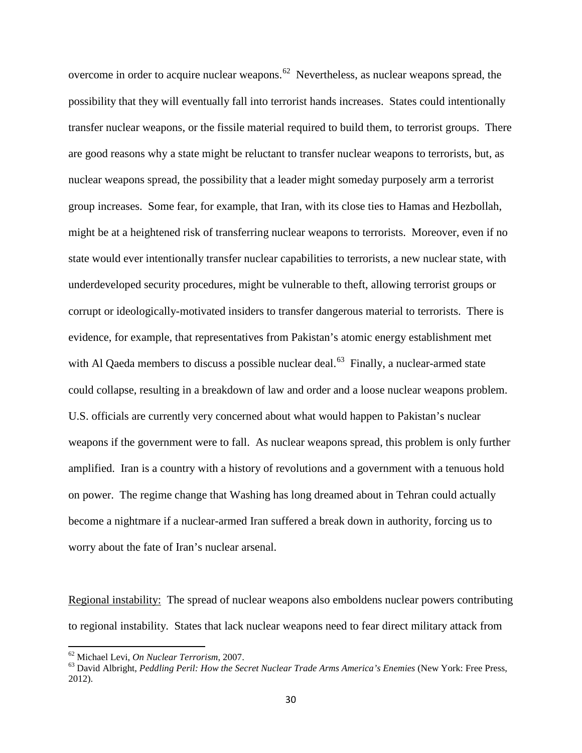overcome in order to acquire nuclear weapons.[62] Nevertheless, as nuclear weapons spread, the possibility that they will eventually fall into terrorist hands increases. States could intentionally transfer nuclear weapons, or the fissile material required to build them, to terrorist groups. There are good reasons why a state might be reluctant to transfer nuclear weapons to terrorists, but, as nuclear weapons spread, the possibility that a leader might someday purposely arm a terrorist group increases. Some fear, for example, that Iran, with its close ties to Hamas and Hezbollah, might be at a heightened risk of transferring nuclear weapons to terrorists. Moreover, even if no state would ever intentionally transfer nuclear capabilities to terrorists, a new nuclear state, with underdeveloped security procedures, might be vulnerable to theft, allowing terrorist groups or corrupt or ideologically-motivated insiders to transfer dangerous material to terrorists. There is evidence, for example, that representatives from Pakistan's atomic energy establishment met with Al Qaeda members to discuss a possible nuclear deal.[63] Finally, a nuclear-armed state could collapse, resulting in a breakdown of law and order and a loose nuclear weapons problem. U.S. officials are currently very concerned about what would happen to Pakistan's nuclear weapons if the government were to fall. As nuclear weapons spread, this problem is only further amplified. Iran is a country with a history of revolutions and a government with a tenuous hold on power. The regime change that Washing has long dreamed about in Tehran could actually become a nightmare if a nuclear-armed Iran suffered a break down in authority, forcing us to worry about the fate of Iran's nuclear arsenal.

<u>Regional instability:</u> The spread of nuclear weapons also emboldens nuclear powers contributing to regional instability. States that lack nuclear weapons need to fear direct military attack from

[62] Michael Levi, *On Nuclear Terrorism*, 2007.

[63] David Albright, *Peddling Peril: How the Secret Nuclear Trade Arms America's Enemies* (New York: Free Press, 2012).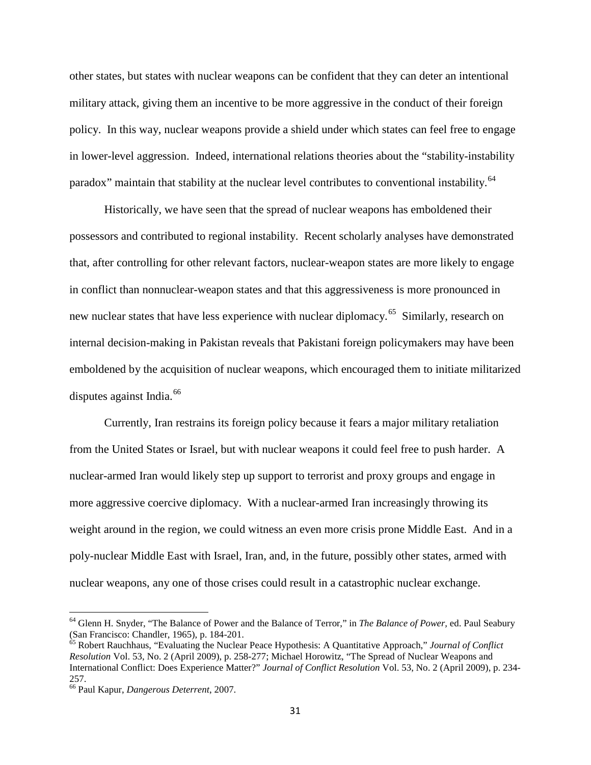other states, but states with nuclear weapons can be confident that they can deter an intentional military attack, giving them an incentive to be more aggressive in the conduct of their foreign policy. In this way, nuclear weapons provide a shield under which states can feel free to engage in lower-level aggression. Indeed, international relations theories about the "stability-instability paradox" maintain that stability at the nuclear level contributes to conventional instability.[64]

Historically, we have seen that the spread of nuclear weapons has emboldened their possessors and contributed to regional instability. Recent scholarly analyses have demonstrated that, after controlling for other relevant factors, nuclear-weapon states are more likely to engage in conflict than nonnuclear-weapon states and that this aggressiveness is more pronounced in new nuclear states that have less experience with nuclear diplomacy.[65] Similarly, research on internal decision-making in Pakistan reveals that Pakistani foreign policymakers may have been emboldened by the acquisition of nuclear weapons, which encouraged them to initiate militarized disputes against India.[66]

Currently, Iran restrains its foreign policy because it fears a major military retaliation from the United States or Israel, but with nuclear weapons it could feel free to push harder. A nuclear-armed Iran would likely step up support to terrorist and proxy groups and engage in more aggressive coercive diplomacy. With a nuclear-armed Iran increasingly throwing its weight around in the region, we could witness an even more crisis prone Middle East. And in a poly-nuclear Middle East with Israel, Iran, and, in the future, possibly other states, armed with nuclear weapons, any one of those crises could result in a catastrophic nuclear exchange.

---

[64] Glenn H. Snyder, "The Balance of Power and the Balance of Terror," in *The Balance of Power*, ed. Paul Seabury (San Francisco: Chandler, 1965), p. 184-201.

[65] Robert Rauchhaus, "Evaluating the Nuclear Peace Hypothesis: A Quantitative Approach," *Journal of Conflict Resolution* Vol. 53, No. 2 (April 2009), p. 258-277; Michael Horowitz, "The Spread of Nuclear Weapons and International Conflict: Does Experience Matter?" *Journal of Conflict Resolution* Vol. 53, No. 2 (April 2009), p. 234-257.

[66] Paul Kapur, *Dangerous Deterrent*, 2007.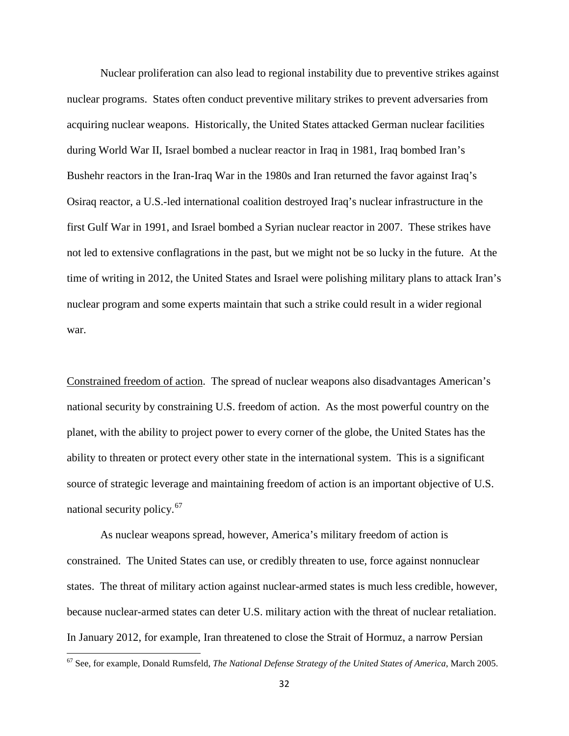Nuclear proliferation can also lead to regional instability due to preventive strikes against nuclear programs. States often conduct preventive military strikes to prevent adversaries from acquiring nuclear weapons. Historically, the United States attacked German nuclear facilities during World War II, Israel bombed a nuclear reactor in Iraq in 1981, Iraq bombed Iran's Bushehr reactors in the Iran-Iraq War in the 1980s and Iran returned the favor against Iraq's Osiraq reactor, a U.S.-led international coalition destroyed Iraq's nuclear infrastructure in the first Gulf War in 1991, and Israel bombed a Syrian nuclear reactor in 2007. These strikes have not led to extensive conflagrations in the past, but we might not be so lucky in the future. At the time of writing in 2012, the United States and Israel were polishing military plans to attack Iran's nuclear program and some experts maintain that such a strike could result in a wider regional war.

Constrained freedom of action. The spread of nuclear weapons also disadvantages American's national security by constraining U.S. freedom of action. As the most powerful country on the planet, with the ability to project power to every corner of the globe, the United States has the ability to threaten or protect every other state in the international system. This is a significant source of strategic leverage and maintaining freedom of action is an important objective of U.S. national security policy.[67]

As nuclear weapons spread, however, America's military freedom of action is constrained. The United States can use, or credibly threaten to use, force against nonnuclear states. The threat of military action against nuclear-armed states is much less credible, however, because nuclear-armed states can deter U.S. military action with the threat of nuclear retaliation. In January 2012, for example, Iran threatened to close the Strait of Hormuz, a narrow Persian

[67] See, for example, Donald Rumsfeld, *The National Defense Strategy of the United States of America*, March 2005.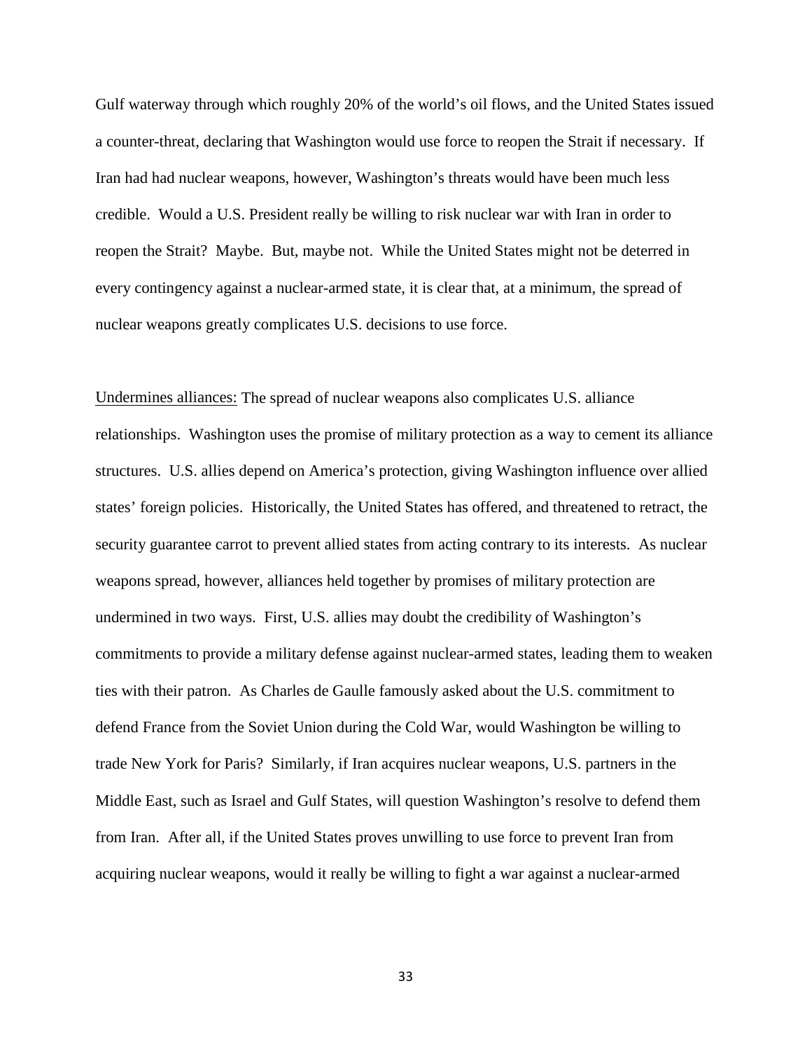Gulf waterway through which roughly 20% of the world's oil flows, and the United States issued a counter-threat, declaring that Washington would use force to reopen the Strait if necessary. If Iran had had nuclear weapons, however, Washington's threats would have been much less credible. Would a U.S. President really be willing to risk nuclear war with Iran in order to reopen the Strait? Maybe. But, maybe not. While the United States might not be deterred in every contingency against a nuclear-armed state, it is clear that, at a minimum, the spread of nuclear weapons greatly complicates U.S. decisions to use force.

<u>Undermines alliances:</u> The spread of nuclear weapons also complicates U.S. alliance relationships. Washington uses the promise of military protection as a way to cement its alliance structures. U.S. allies depend on America's protection, giving Washington influence over allied states' foreign policies. Historically, the United States has offered, and threatened to retract, the security guarantee carrot to prevent allied states from acting contrary to its interests. As nuclear weapons spread, however, alliances held together by promises of military protection are undermined in two ways. First, U.S. allies may doubt the credibility of Washington's commitments to provide a military defense against nuclear-armed states, leading them to weaken ties with their patron. As Charles de Gaulle famously asked about the U.S. commitment to defend France from the Soviet Union during the Cold War, would Washington be willing to trade New York for Paris? Similarly, if Iran acquires nuclear weapons, U.S. partners in the Middle East, such as Israel and Gulf States, will question Washington's resolve to defend them from Iran. After all, if the United States proves unwilling to use force to prevent Iran from acquiring nuclear weapons, would it really be willing to fight a war against a nuclear-armed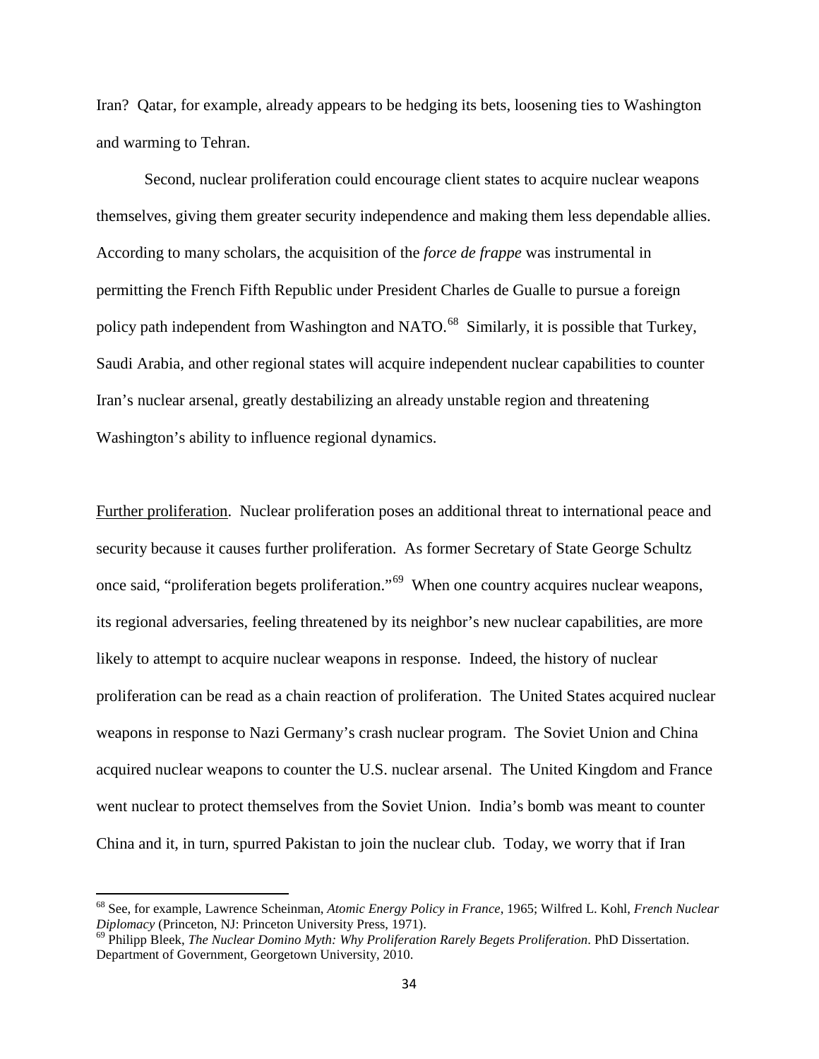Iran? Qatar, for example, already appears to be hedging its bets, loosening ties to Washington and warming to Tehran.

Second, nuclear proliferation could encourage client states to acquire nuclear weapons themselves, giving them greater security independence and making them less dependable allies. According to many scholars, the acquisition of the *force de frappe* was instrumental in permitting the French Fifth Republic under President Charles de Gualle to pursue a foreign policy path independent from Washington and NATO.[68] Similarly, it is possible that Turkey, Saudi Arabia, and other regional states will acquire independent nuclear capabilities to counter Iran's nuclear arsenal, greatly destabilizing an already unstable region and threatening Washington's ability to influence regional dynamics.

Further proliferation. Nuclear proliferation poses an additional threat to international peace and security because it causes further proliferation. As former Secretary of State George Schultz once said, "proliferation begets proliferation."[69] When one country acquires nuclear weapons, its regional adversaries, feeling threatened by its neighbor's new nuclear capabilities, are more likely to attempt to acquire nuclear weapons in response. Indeed, the history of nuclear proliferation can be read as a chain reaction of proliferation. The United States acquired nuclear weapons in response to Nazi Germany's crash nuclear program. The Soviet Union and China acquired nuclear weapons to counter the U.S. nuclear arsenal. The United Kingdom and France went nuclear to protect themselves from the Soviet Union. India's bomb was meant to counter China and it, in turn, spurred Pakistan to join the nuclear club. Today, we worry that if Iran

---

[68] See, for example, Lawrence Scheinman, *Atomic Energy Policy in France*, 1965; Wilfred L. Kohl, *French Nuclear Diplomacy* (Princeton, NJ: Princeton University Press, 1971).

[69] Philipp Bleek, *The Nuclear Domino Myth: Why Proliferation Rarely Begets Proliferation*. PhD Dissertation. Department of Government, Georgetown University, 2010.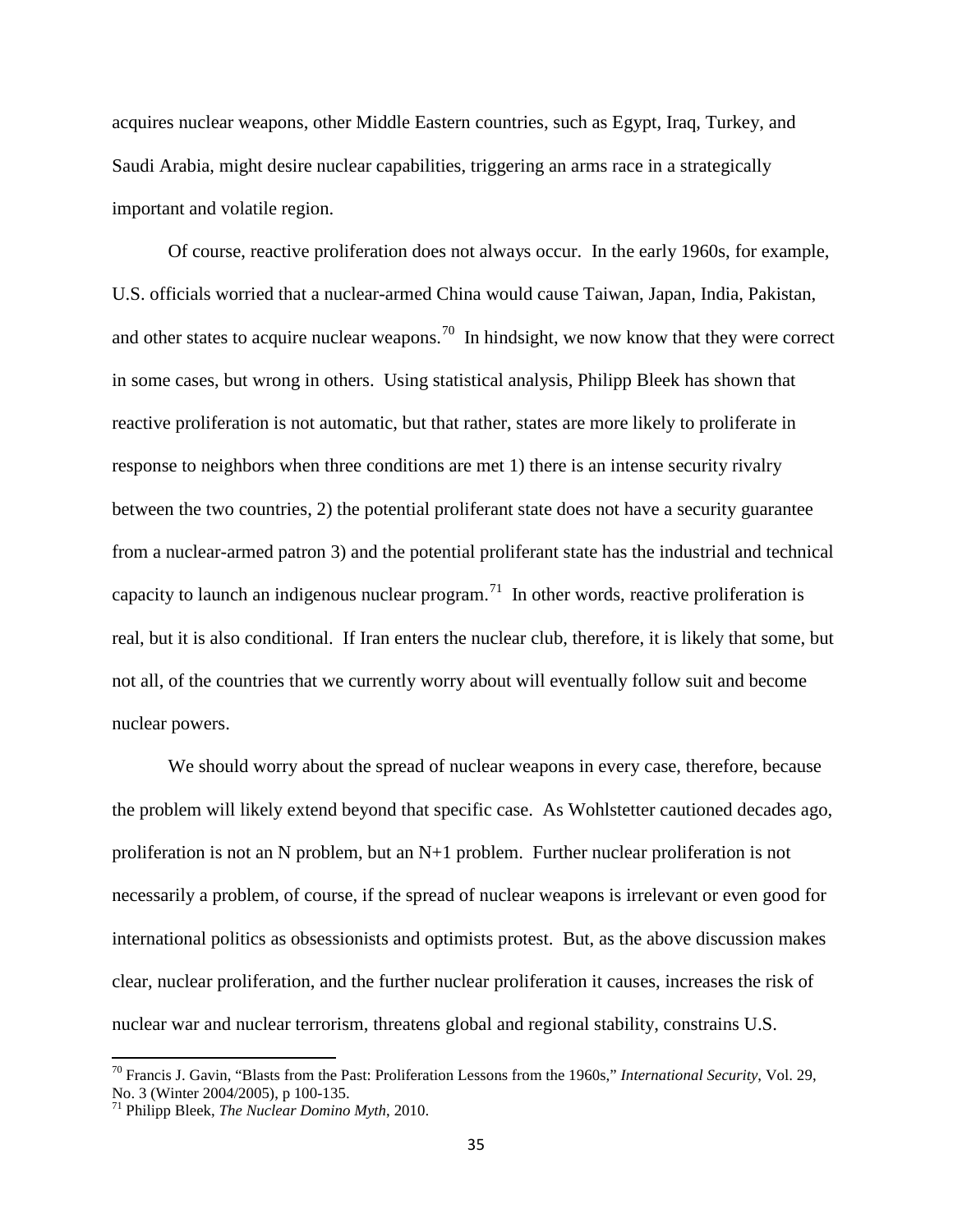acquires nuclear weapons, other Middle Eastern countries, such as Egypt, Iraq, Turkey, and Saudi Arabia, might desire nuclear capabilities, triggering an arms race in a strategically important and volatile region.

Of course, reactive proliferation does not always occur. In the early 1960s, for example, U.S. officials worried that a nuclear-armed China would cause Taiwan, Japan, India, Pakistan, and other states to acquire nuclear weapons.[70] In hindsight, we now know that they were correct in some cases, but wrong in others. Using statistical analysis, Philipp Bleek has shown that reactive proliferation is not automatic, but that rather, states are more likely to proliferate in response to neighbors when three conditions are met 1) there is an intense security rivalry between the two countries, 2) the potential proliferant state does not have a security guarantee from a nuclear-armed patron 3) and the potential proliferant state has the industrial and technical capacity to launch an indigenous nuclear program.[71] In other words, reactive proliferation is real, but it is also conditional. If Iran enters the nuclear club, therefore, it is likely that some, but not all, of the countries that we currently worry about will eventually follow suit and become nuclear powers.

We should worry about the spread of nuclear weapons in every case, therefore, because the problem will likely extend beyond that specific case. As Wohlstetter cautioned decades ago, proliferation is not an N problem, but an N+1 problem. Further nuclear proliferation is not necessarily a problem, of course, if the spread of nuclear weapons is irrelevant or even good for international politics as obsessionists and optimists protest. But, as the above discussion makes clear, nuclear proliferation, and the further nuclear proliferation it causes, increases the risk of nuclear war and nuclear terrorism, threatens global and regional stability, constrains U.S.

---

[70] Francis J. Gavin, "Blasts from the Past: Proliferation Lessons from the 1960s," *International Security*, Vol. 29, No. 3 (Winter 2004/2005), p 100-135.

[71] Philipp Bleek, *The Nuclear Domino Myth*, 2010.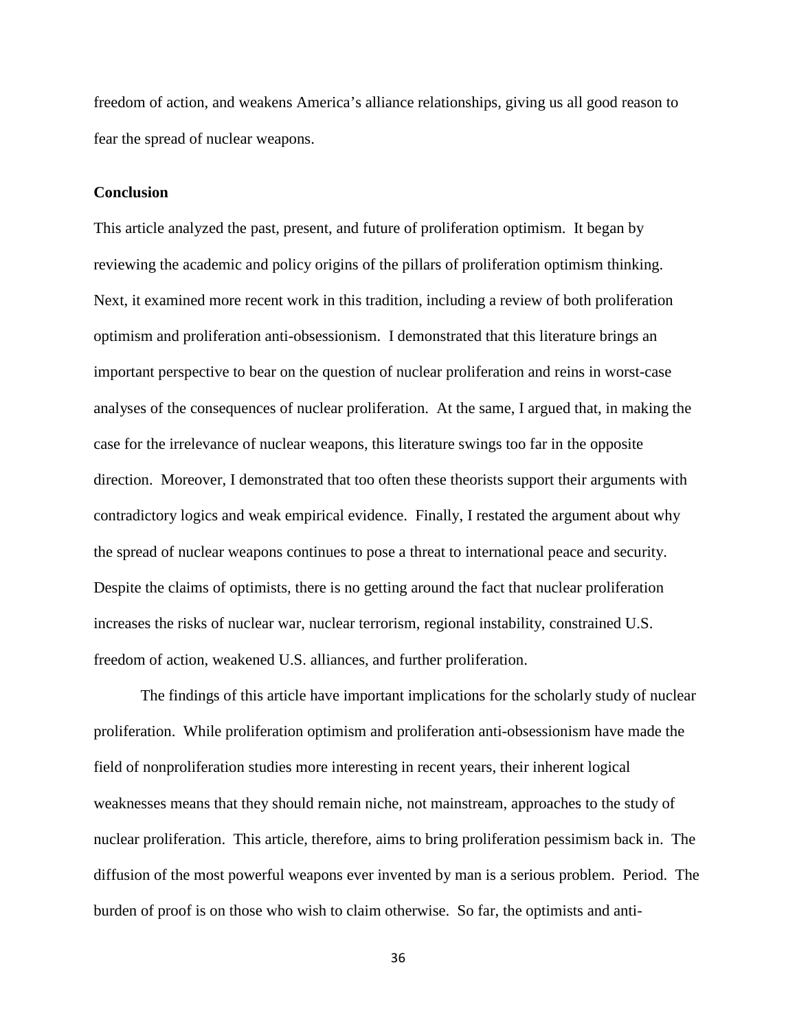freedom of action, and weakens America's alliance relationships, giving us all good reason to fear the spread of nuclear weapons.

**Conclusion**

This article analyzed the past, present, and future of proliferation optimism. It began by reviewing the academic and policy origins of the pillars of proliferation optimism thinking. Next, it examined more recent work in this tradition, including a review of both proliferation optimism and proliferation anti-obsessionism. I demonstrated that this literature brings an important perspective to bear on the question of nuclear proliferation and reins in worst-case analyses of the consequences of nuclear proliferation. At the same, I argued that, in making the case for the irrelevance of nuclear weapons, this literature swings too far in the opposite direction. Moreover, I demonstrated that too often these theorists support their arguments with contradictory logics and weak empirical evidence. Finally, I restated the argument about why the spread of nuclear weapons continues to pose a threat to international peace and security. Despite the claims of optimists, there is no getting around the fact that nuclear proliferation increases the risks of nuclear war, nuclear terrorism, regional instability, constrained U.S. freedom of action, weakened U.S. alliances, and further proliferation.

The findings of this article have important implications for the scholarly study of nuclear proliferation. While proliferation optimism and proliferation anti-obsessionism have made the field of nonproliferation studies more interesting in recent years, their inherent logical weaknesses means that they should remain niche, not mainstream, approaches to the study of nuclear proliferation. This article, therefore, aims to bring proliferation pessimism back in. The diffusion of the most powerful weapons ever invented by man is a serious problem. Period. The burden of proof is on those who wish to claim otherwise. So far, the optimists and anti-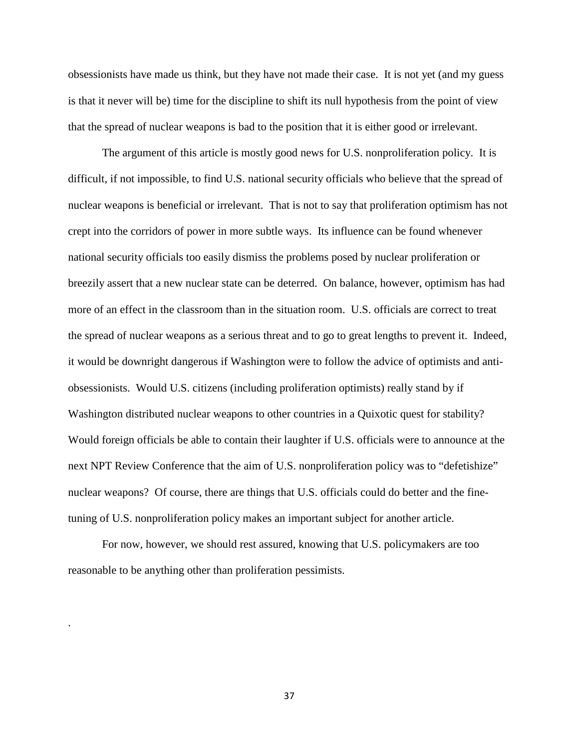obsessionists have made us think, but they have not made their case. It is not yet (and my guess is that it never will be) time for the discipline to shift its null hypothesis from the point of view that the spread of nuclear weapons is bad to the position that it is either good or irrelevant.

The argument of this article is mostly good news for U.S. nonproliferation policy. It is difficult, if not impossible, to find U.S. national security officials who believe that the spread of nuclear weapons is beneficial or irrelevant. That is not to say that proliferation optimism has not crept into the corridors of power in more subtle ways. Its influence can be found whenever national security officials too easily dismiss the problems posed by nuclear proliferation or breezily assert that a new nuclear state can be deterred. On balance, however, optimism has had more of an effect in the classroom than in the situation room. U.S. officials are correct to treat the spread of nuclear weapons as a serious threat and to go to great lengths to prevent it. Indeed, it would be downright dangerous if Washington were to follow the advice of optimists and anti-obsessionists. Would U.S. citizens (including proliferation optimists) really stand by if Washington distributed nuclear weapons to other countries in a Quixotic quest for stability? Would foreign officials be able to contain their laughter if U.S. officials were to announce at the next NPT Review Conference that the aim of U.S. nonproliferation policy was to "defetishize" nuclear weapons? Of course, there are things that U.S. officials could do better and the fine-tuning of U.S. nonproliferation policy makes an important subject for another article.

For now, however, we should rest assured, knowing that U.S. policymakers are too reasonable to be anything other than proliferation pessimists.

.